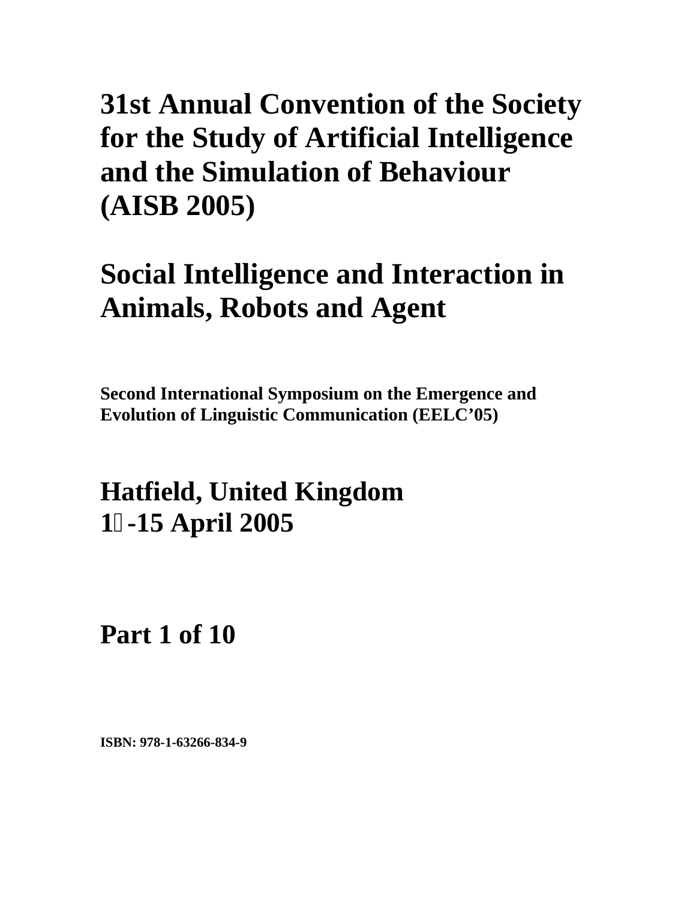# 31st Annual Convention of the Society for the Study of Artificial Intelligence and the Simulation of Behaviour (AISB 2005)

# Social Intelligence and Interaction in Animals, Robots and Agent

**Second International Symposium on the Emergence and Evolution of Linguistic Communication (EELC'05)**

## Hatfield, United Kingdom
## 1-15 April 2005

## Part 1 of 10

**ISBN: 978-1-63266-834-9**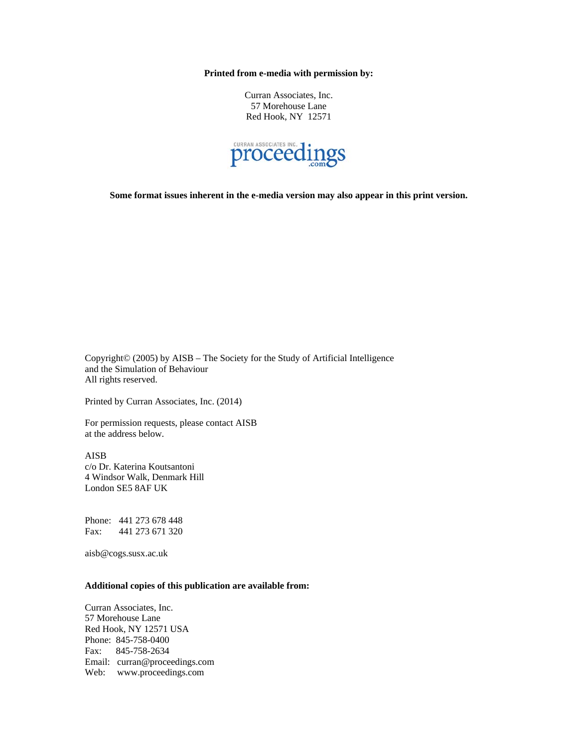**Printed from e-media with permission by:**

Curran Associates, Inc.
57 Morehouse Lane
Red Hook, NY 12571

CURRAN ASSOCIATES INC. proceedings .com

**Some format issues inherent in the e-media version may also appear in this print version.**

Copyright© (2005) by AISB – The Society for the Study of Artificial Intelligence and the Simulation of Behaviour
All rights reserved.

Printed by Curran Associates, Inc. (2014)

For permission requests, please contact AISB at the address below.

AISB
c/o Dr. Katerina Koutsantoni
4 Windsor Walk, Denmark Hill
London SE5 8AF UK

Phone: 441 273 678 448
Fax: 441 273 671 320

aisb@cogs.susx.ac.uk

**Additional copies of this publication are available from:**

Curran Associates, Inc.
57 Morehouse Lane
Red Hook, NY 12571 USA
Phone: 845-758-0400
Fax: 845-758-2634
Email: curran@proceedings.com
Web: www.proceedings.com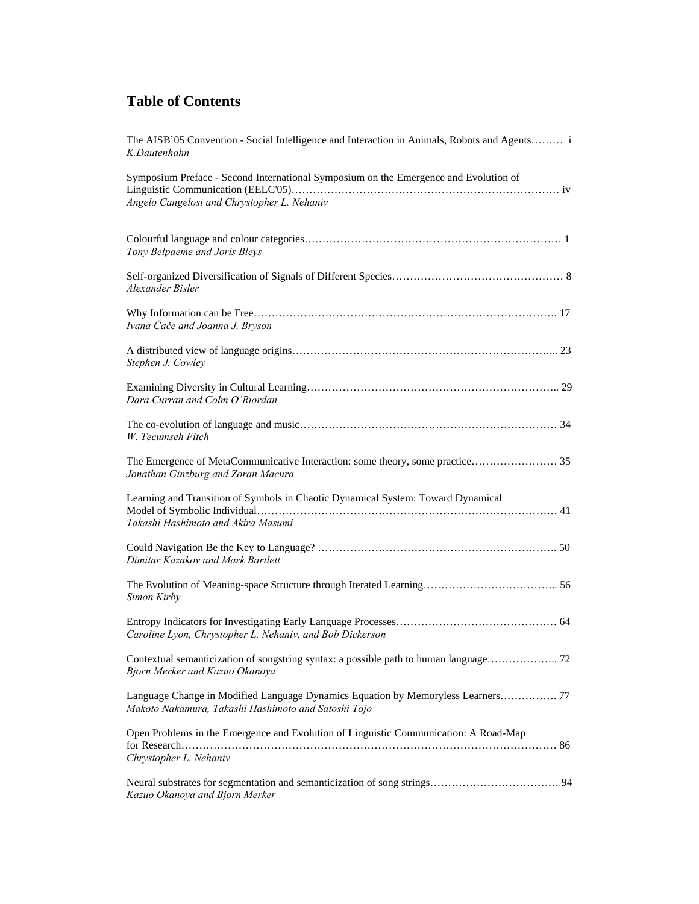# Table of Contents

The AISB'05 Convention - Social Intelligence and Interaction in Animals, Robots and Agents……… i
*K.Dautenhahn*

Symposium Preface - Second International Symposium on the Emergence and Evolution of Linguistic Communication (EELC'05)………………………………………………………………… iv
*Angelo Cangelosi and Chrystopher L. Nehaniv*

Colourful language and colour categories……………………………………………………………… 1
*Tony Belpaeme and Joris Bleys*

Self-organized Diversification of Signals of Different Species………………………………………… 8
*Alexander Bisler*

Why Information can be Free………………………………………………………………………. 17
*Ivana Čače and Joanna J. Bryson*

A distributed view of language origins…………………………………………………………... 23
*Stephen J. Cowley*

Examining Diversity in Cultural Learning…………………………………………………………….. 29
*Dara Curran and Colm O'Riordan*

The co-evolution of language and music……………………………………………………………… 34
*W. Tecumseh Fitch*

The Emergence of MetaCommunicative Interaction: some theory, some practice…………………… 35
*Jonathan Ginzburg and Zoran Macura*

Learning and Transition of Symbols in Chaotic Dynamical System: Toward Dynamical Model of Symbolic Individual…………………………………………………………………………… 41
*Takashi Hashimoto and Akira Masumi*

Could Navigation Be the Key to Language? ………………………………………………………. 50
*Dimitar Kazakov and Mark Bartlett*

The Evolution of Meaning-space Structure through Iterated Learning……………………………….. 56
*Simon Kirby*

Entropy Indicators for Investigating Early Language Processes……………………………………… 64
*Caroline Lyon, Chrystopher L. Nehaniv, and Bob Dickerson*

Contextual semanticization of songstring syntax: a possible path to human language……………….. 72
*Bjorn Merker and Kazuo Okanoya*

Language Change in Modified Language Dynamics Equation by Memoryless Learners……………. 77
*Makoto Nakamura, Takashi Hashimoto and Satoshi Tojo*

Open Problems in the Emergence and Evolution of Linguistic Communication: A Road-Map for Research………………………………………………………………………………………… 86
*Chrystopher L. Nehaniv*

Neural substrates for segmentation and semanticization of song strings……………………………… 94
*Kazuo Okanoya and Bjorn Merker*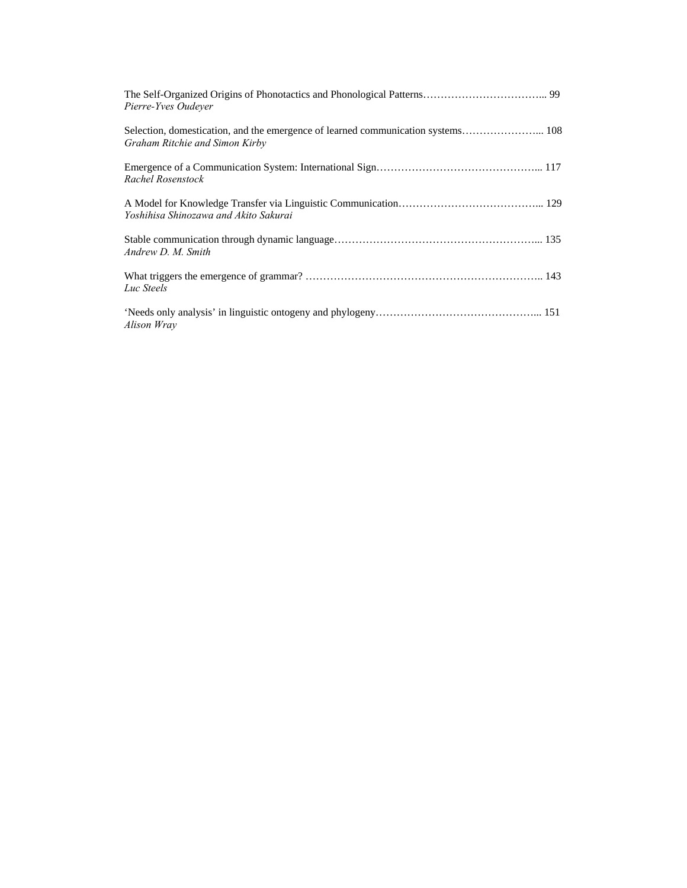The Self-Organized Origins of Phonotactics and Phonological Patterns…………………………….... 99
*Pierre-Yves Oudeyer*

Selection, domestication, and the emergence of learned communication systems…………………... 108
*Graham Ritchie and Simon Kirby*

Emergence of a Communication System: International Sign……………………………………... 117
*Rachel Rosenstock*

A Model for Knowledge Transfer via Linguistic Communication…………………………………... 129
*Yoshihisa Shinozawa and Akito Sakurai*

Stable communication through dynamic language………………………………………………... 135
*Andrew D. M. Smith*

What triggers the emergence of grammar? ………………………………………………………….. 143
*Luc Steels*

'Needs only analysis' in linguistic ontogeny and phylogeny……………………………………... 151
*Alison Wray*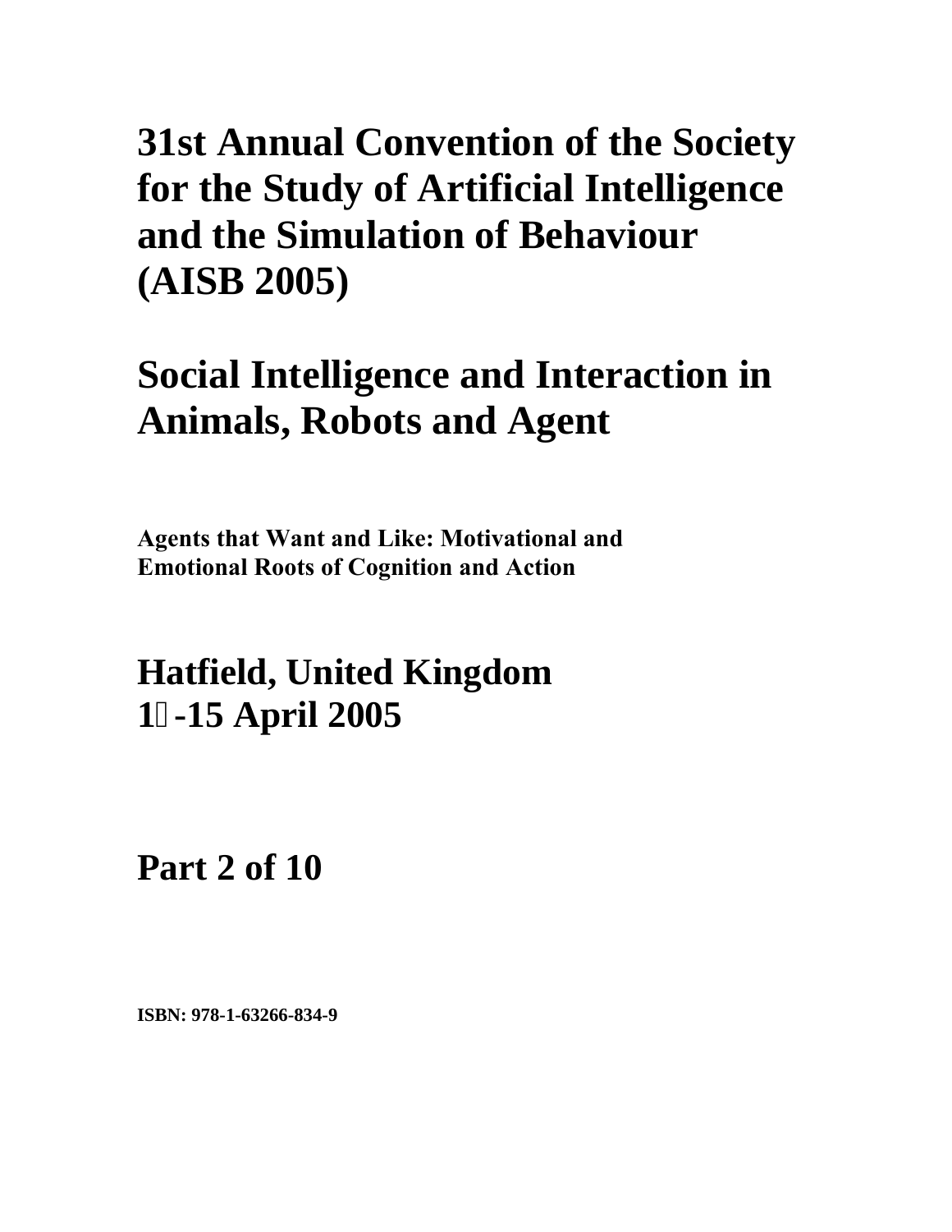# 31st Annual Convention of the Society for the Study of Artificial Intelligence and the Simulation of Behaviour (AISB 2005)

# Social Intelligence and Interaction in Animals, Robots and Agent

**Agents that Want and Like: Motivational and Emotional Roots of Cognition and Action**

# Hatfield, United Kingdom
# 1 -15 April 2005

# Part 2 of 10

**ISBN: 978-1-63266-834-9**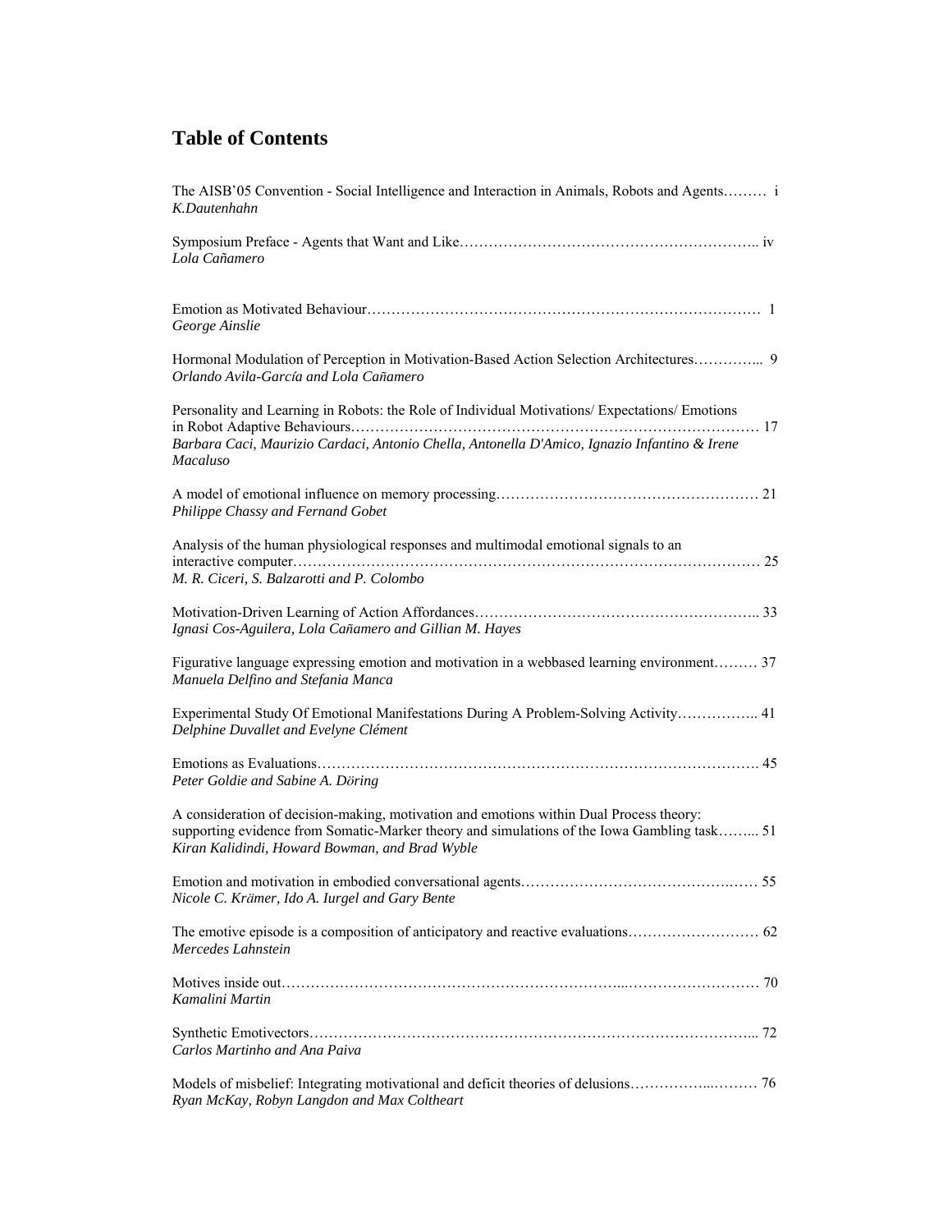# Table of Contents

The AISB'05 Convention - Social Intelligence and Interaction in Animals, Robots and Agents……… i
*K.Dautenhahn*

Symposium Preface - Agents that Want and Like…………………………………………………….. iv
*Lola Cañamero*

Emotion as Motivated Behaviour………………………………………………………………………… 1
*George Ainslie*

Hormonal Modulation of Perception in Motivation-Based Action Selection Architectures………….. 9
*Orlando Avila-García and Lola Cañamero*

Personality and Learning in Robots: the Role of Individual Motivations/ Expectations/ Emotions in Robot Adaptive Behaviours……………………………………………………………………… 17
*Barbara Caci, Maurizio Cardaci, Antonio Chella, Antonella D'Amico, Ignazio Infantino & Irene Macaluso*

A model of emotional influence on memory processing……………………………………………… 21
*Philippe Chassy and Fernand Gobet*

Analysis of the human physiological responses and multimodal emotional signals to an interactive computer…………………………………………………………………………………… 25
*M. R. Ciceri, S. Balzarotti and P. Colombo*

Motivation-Driven Learning of Action Affordances……………………………………………….. 33
*Ignasi Cos-Aguilera, Lola Cañamero and Gillian M. Hayes*

Figurative language expressing emotion and motivation in a webbased learning environment……… 37
*Manuela Delfino and Stefania Manca*

Experimental Study Of Emotional Manifestations During A Problem-Solving Activity…………….. 41
*Delphine Duvallet and Evelyne Clément*

Emotions as Evaluations………………………………………………………………………………. 45
*Peter Goldie and Sabine A. Döring*

A consideration of decision-making, motivation and emotions within Dual Process theory: supporting evidence from Somatic-Marker theory and simulations of the Iowa Gambling task……... 51
*Kiran Kalidindi, Howard Bowman, and Brad Wyble*

Emotion and motivation in embodied conversational agents………………………………………… 55
*Nicole C. Krämer, Ido A. Iurgel and Gary Bente*

The emotive episode is a composition of anticipatory and reactive evaluations……………………… 62
*Mercedes Lahnstein*

Motives inside out…………………………………………………………………………………… 70
*Kamalini Martin*

Synthetic Emotivectors………………………………………………………………………………... 72
*Carlos Martinho and Ana Paiva*

Models of misbelief: Integrating motivational and deficit theories of delusions……………..……… 76
*Ryan McKay, Robyn Langdon and Max Coltheart*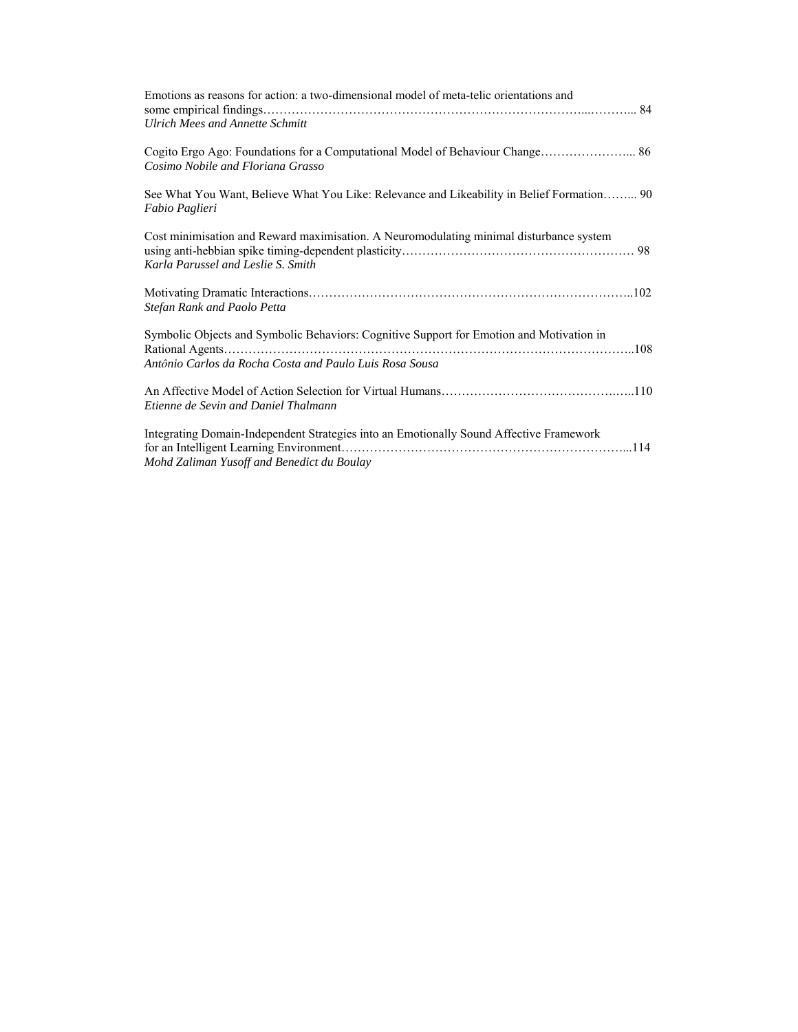Emotions as reasons for action: a two-dimensional model of meta-telic orientations and some empirical findings……………………………………………………………………...……….. 84
*Ulrich Mees and Annette Schmitt*

Cogito Ergo Ago: Foundations for a Computational Model of Behaviour Change…………………... 86
*Cosimo Nobile and Floriana Grasso*

See What You Want, Believe What You Like: Relevance and Likeability in Belief Formation……... 90
*Fabio Paglieri*

Cost minimisation and Reward maximisation. A Neuromodulating minimal disturbance system using anti-hebbian spike timing-dependent plasticity………………………………………………… 98
*Karla Parussel and Leslie S. Smith*

Motivating Dramatic Interactions……………………………………………………………………..102
*Stefan Rank and Paolo Petta*

Symbolic Objects and Symbolic Behaviors: Cognitive Support for Emotion and Motivation in Rational Agents…………………………………………………………………………………………..108
*Antônio Carlos da Rocha Costa and Paulo Luis Rosa Sousa*

An Affective Model of Action Selection for Virtual Humans…………………………………….…..110
*Etienne de Sevin and Daniel Thalmann*

Integrating Domain-Independent Strategies into an Emotionally Sound Affective Framework for an Intelligent Learning Environment……………………………………………………………...114
*Mohd Zaliman Yusoff and Benedict du Boulay*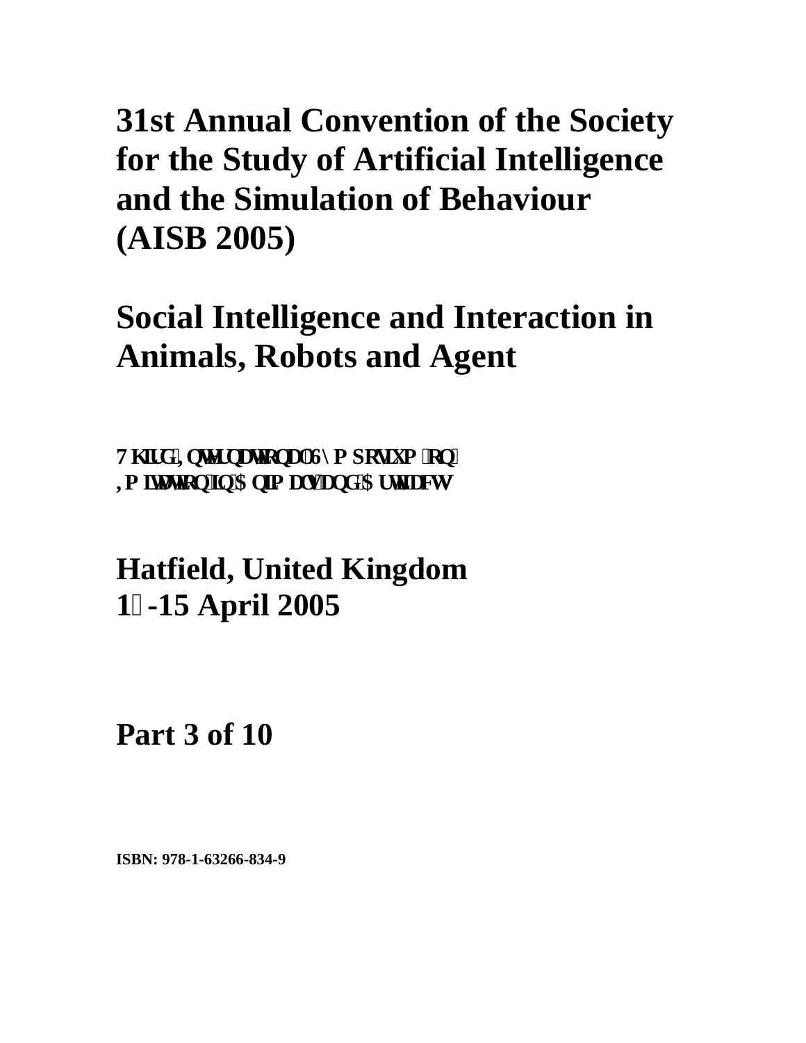# 31st Annual Convention of the Society for the Study of Artificial Intelligence and the Simulation of Behaviour (AISB 2005)

# Social Intelligence and Interaction in Animals, Robots and Agent

**Third International Symposium on Imitation in Animals and Artifacts**

# Hatfield, United Kingdom
# 12-15 April 2005

# Part 3 of 10

**ISBN: 978-1-63266-834-9**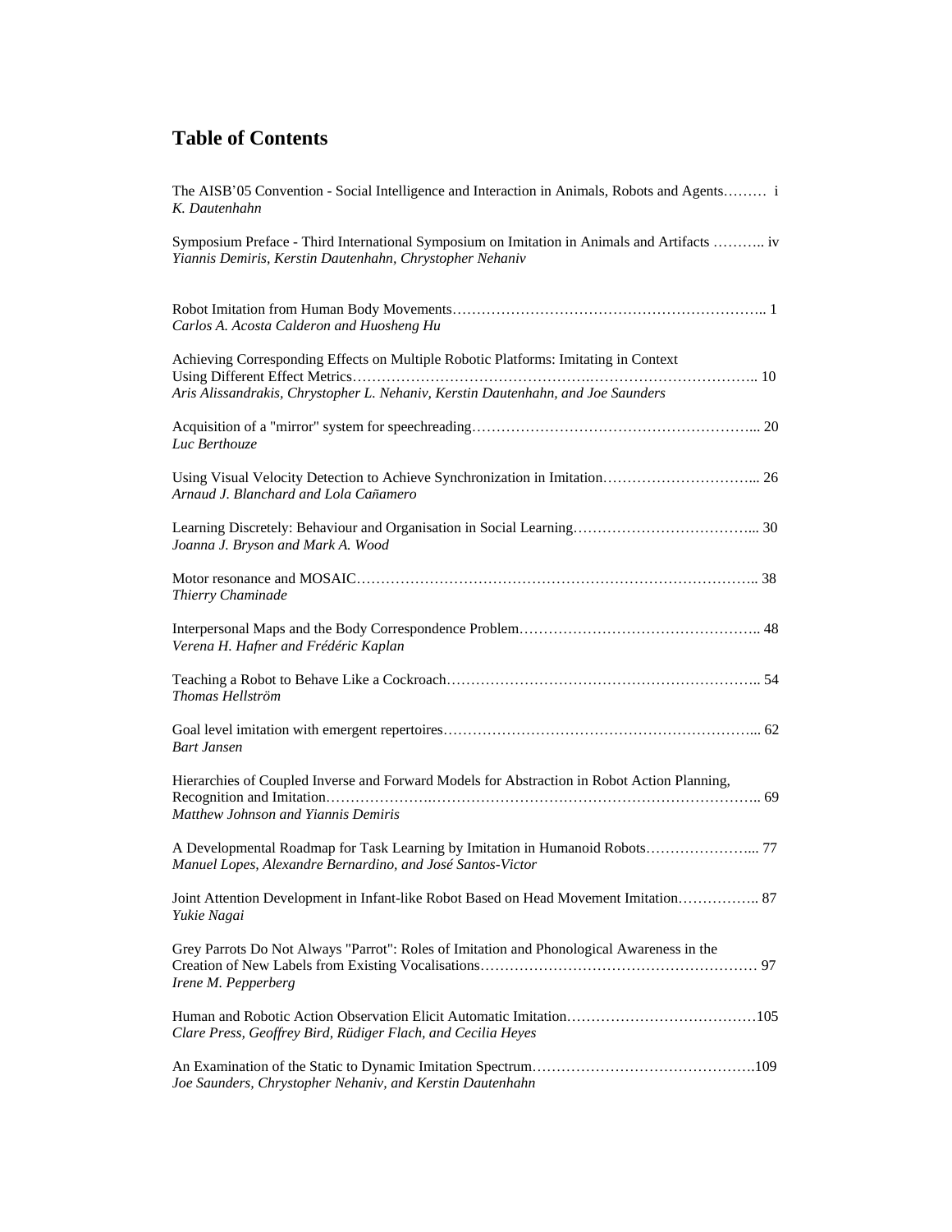## Table of Contents

The AISB'05 Convention - Social Intelligence and Interaction in Animals, Robots and Agents……… i
*K. Dautenhahn*

Symposium Preface - Third International Symposium on Imitation in Animals and Artifacts ……….. iv
*Yiannis Demiris, Kerstin Dautenhahn, Chrystopher Nehaniv*

Robot Imitation from Human Body Movements……………………………………………………….. 1
*Carlos A. Acosta Calderon and Huosheng Hu*

Achieving Corresponding Effects on Multiple Robotic Platforms: Imitating in Context Using Different Effect Metrics……………………………………….…………………………….. 10
*Aris Alissandrakis, Chrystopher L. Nehaniv, Kerstin Dautenhahn, and Joe Saunders*

Acquisition of a "mirror" system for speechreading………………………………………………... 20
*Luc Berthouze*

Using Visual Velocity Detection to Achieve Synchronization in Imitation…………………………... 26
*Arnaud J. Blanchard and Lola Cañamero*

Learning Discretely: Behaviour and Organisation in Social Learning………………………………... 30
*Joanna J. Bryson and Mark A. Wood*

Motor resonance and MOSAIC……………………………………………………………………….. 38
*Thierry Chaminade*

Interpersonal Maps and the Body Correspondence Problem………………………………………….. 48
*Verena H. Hafner and Frédéric Kaplan*

Teaching a Robot to Behave Like a Cockroach……………………………………………………….. 54
*Thomas Hellström*

Goal level imitation with emergent repertoires………………………………………………………... 62
*Bart Jansen*

Hierarchies of Coupled Inverse and Forward Models for Abstraction in Robot Action Planning, Recognition and Imitation………………….…………………………………………………….. 69
*Matthew Johnson and Yiannis Demiris*

A Developmental Roadmap for Task Learning by Imitation in Humanoid Robots…………………... 77
*Manuel Lopes, Alexandre Bernardino, and José Santos-Victor*

Joint Attention Development in Infant-like Robot Based on Head Movement Imitation…………….. 87
*Yukie Nagai*

Grey Parrots Do Not Always "Parrot": Roles of Imitation and Phonological Awareness in the Creation of New Labels from Existing Vocalisations………………………………………………… 97
*Irene M. Pepperberg*

Human and Robotic Action Observation Elicit Automatic Imitation…………………………………105
*Clare Press, Geoffrey Bird, Rüdiger Flach, and Cecilia Heyes*

An Examination of the Static to Dynamic Imitation Spectrum……………………………………….109
*Joe Saunders, Chrystopher Nehaniv, and Kerstin Dautenhahn*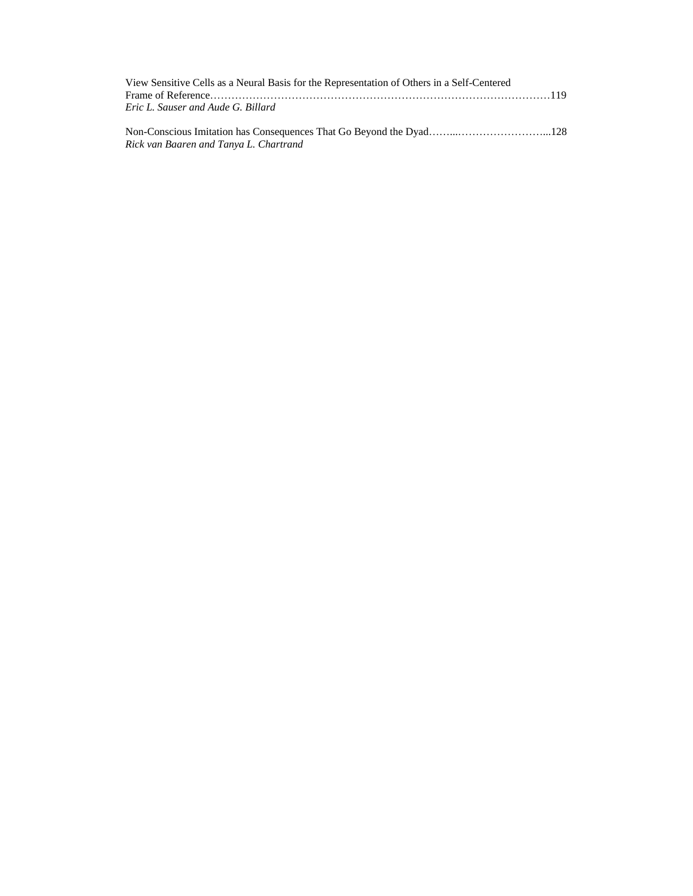View Sensitive Cells as a Neural Basis for the Representation of Others in a Self-Centered Frame of Reference……………………………………………………………………………………119
*Eric L. Sauser and Aude G. Billard*

Non-Conscious Imitation has Consequences That Go Beyond the Dyad……...……………………...128
*Rick van Baaren and Tanya L. Chartrand*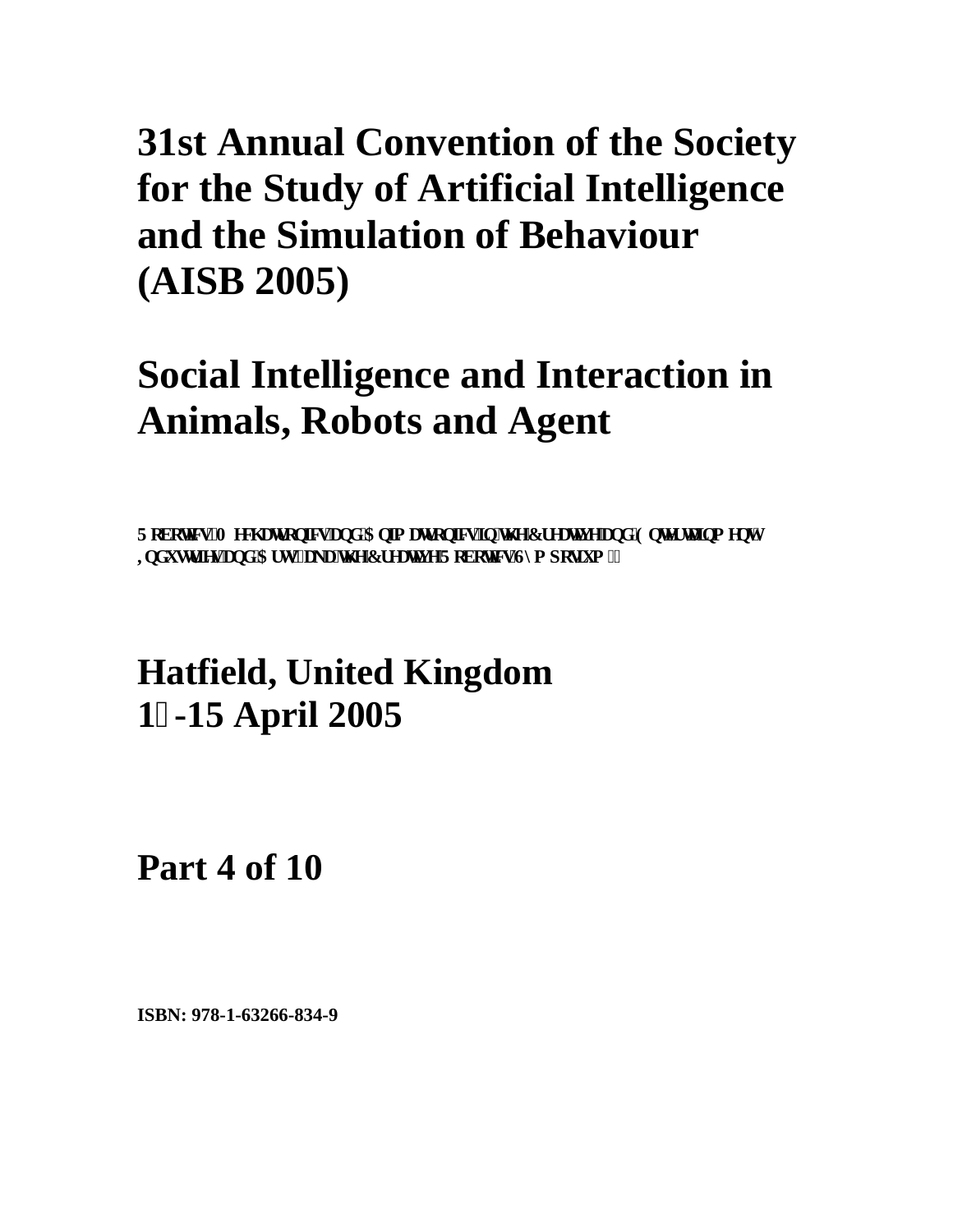# 31st Annual Convention of the Society for the Study of Artificial Intelligence and the Simulation of Behaviour (AISB 2005)

# Social Intelligence and Interaction in Animals, Robots and Agent

**Robotics, Mechatronics and Animatronics in the Creative and Entertainment Industries and Arts (aka the Creative Robotics Symposium)**

# Hatfield, United Kingdom
# 12-15 April 2005

# Part 4 of 10

**ISBN: 978-1-63266-834-9**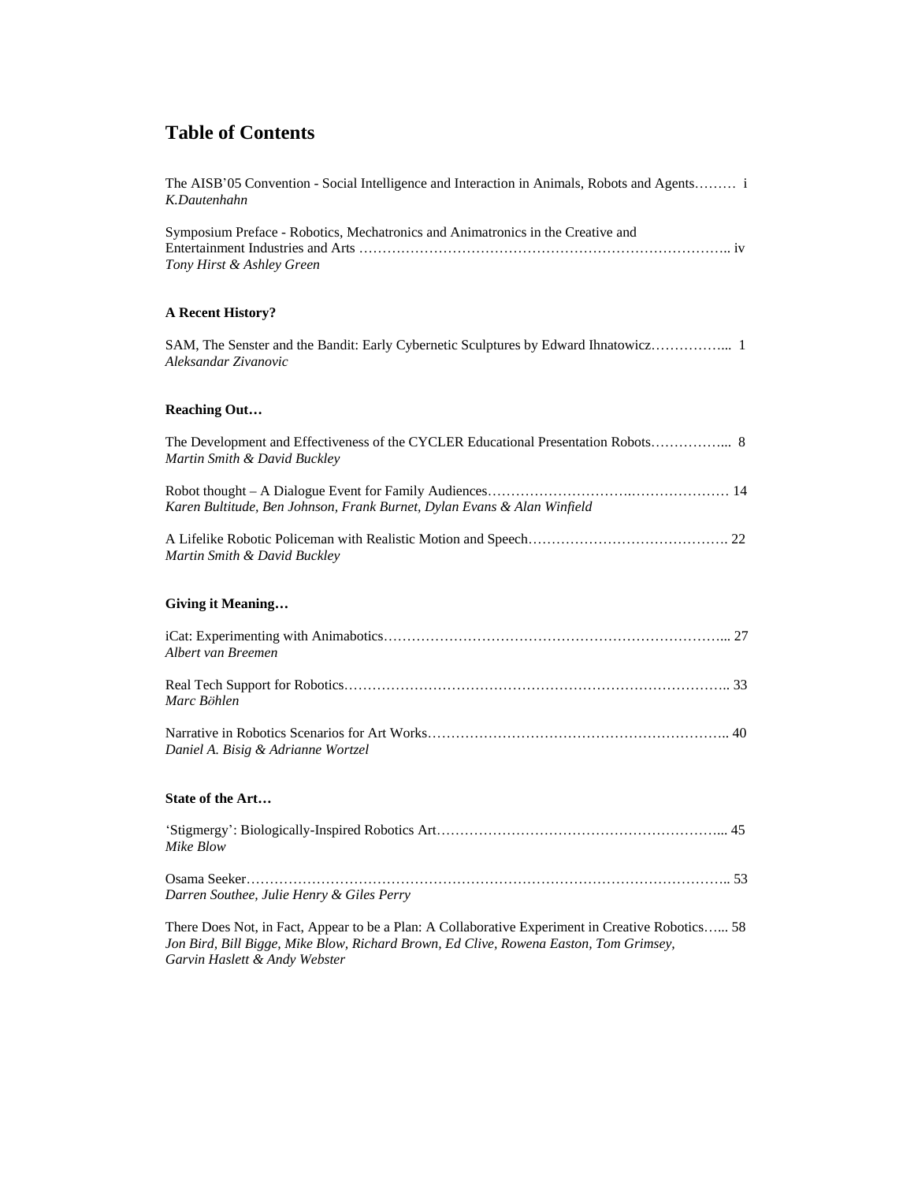# Table of Contents

The AISB'05 Convention - Social Intelligence and Interaction in Animals, Robots and Agents……… i
*K.Dautenhahn*

Symposium Preface - Robotics, Mechatronics and Animatronics in the Creative and Entertainment Industries and Arts …………………………………………………………………….. iv
*Tony Hirst & Ashley Green*

### A Recent History?

SAM, The Senster and the Bandit: Early Cybernetic Sculptures by Edward Ihnatowicz……………... 1
*Aleksandar Zivanovic*

### Reaching Out…

The Development and Effectiveness of the CYCLER Educational Presentation Robots……………... 8
*Martin Smith & David Buckley*

Robot thought – A Dialogue Event for Family Audiences…………………………….………………… 14
*Karen Bultitude, Ben Johnson, Frank Burnet, Dylan Evans & Alan Winfield*

A Lifelike Robotic Policeman with Realistic Motion and Speech……………………………………. 22
*Martin Smith & David Buckley*

### Giving it Meaning…

iCat: Experimenting with Animabotics………………………………………………………………... 27
*Albert van Breemen*

Real Tech Support for Robotics……………………………………………………………………….. 33
*Marc Böhlen*

Narrative in Robotics Scenarios for Art Works……………………………………………………….. 40
*Daniel A. Bisig & Adrianne Wortzel*

### State of the Art…

'Stigmergy': Biologically-Inspired Robotics Art……………………………………………………... 45
*Mike Blow*

Osama Seeker………………………………………………………………………………………….. 53
*Darren Southee, Julie Henry & Giles Perry*

There Does Not, in Fact, Appear to be a Plan: A Collaborative Experiment in Creative Robotics…... 58
*Jon Bird, Bill Bigge, Mike Blow, Richard Brown, Ed Clive, Rowena Easton, Tom Grimsey, Garvin Haslett & Andy Webster*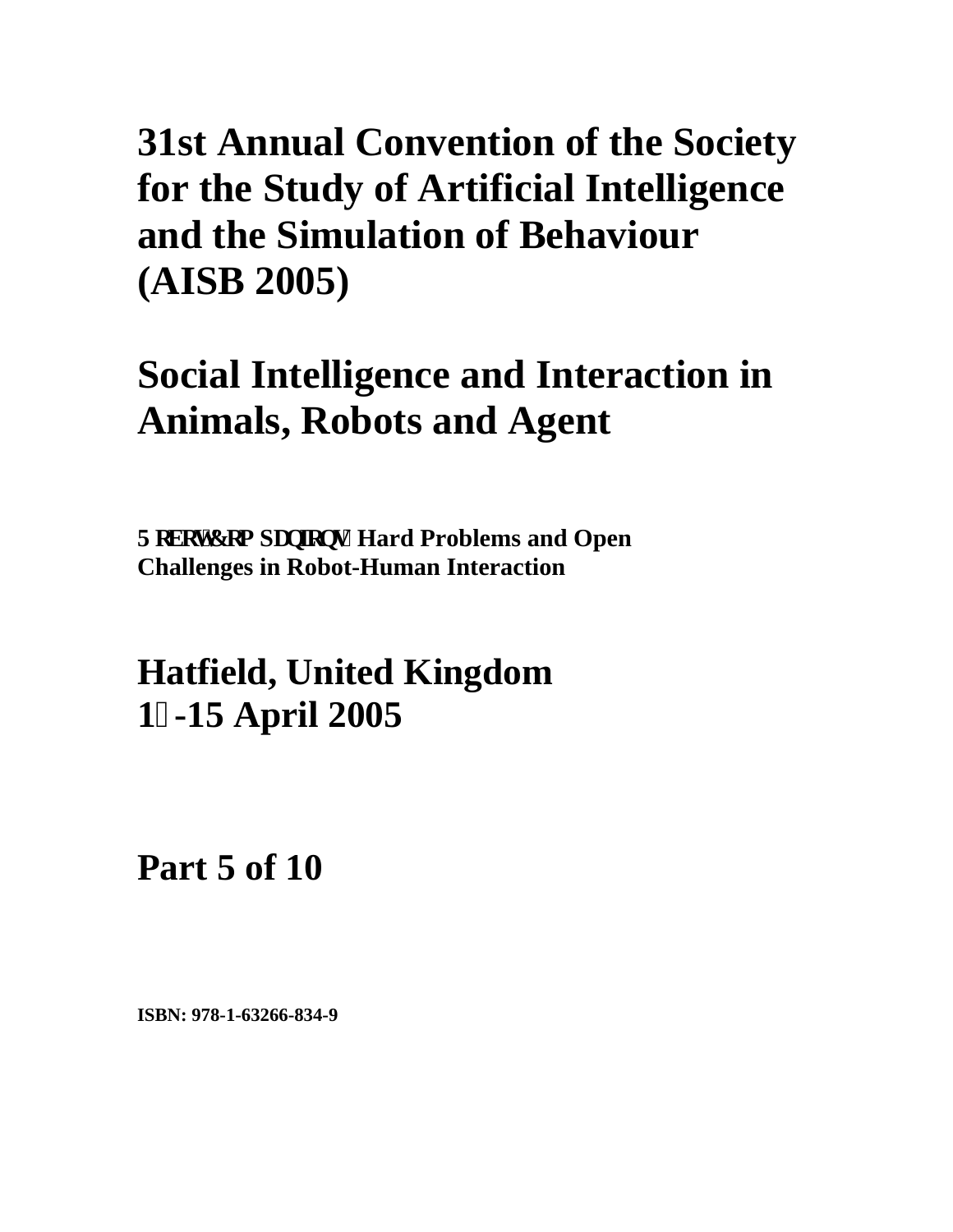# 31st Annual Convention of the Society for the Study of Artificial Intelligence and the Simulation of Behaviour (AISB 2005)

# Social Intelligence and Interaction in Animals, Robots and Agent

**5 RERWV&RP SDQLRQV Hard Problems and Open Challenges in Robot-Human Interaction**

# Hatfield, United Kingdom
# 1 -15 April 2005

# Part 5 of 10

**ISBN: 978-1-63266-834-9**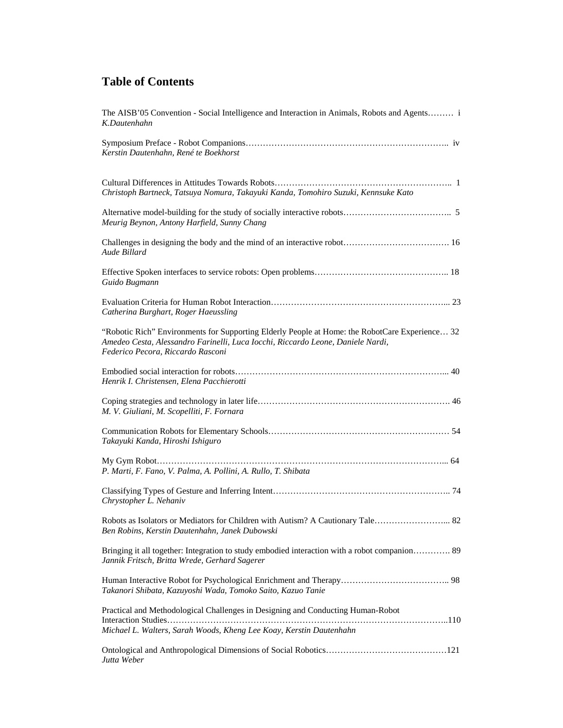# Table of Contents

The AISB'05 Convention - Social Intelligence and Interaction in Animals, Robots and Agents……… i
*K.Dautenhahn*

Symposium Preface - Robot Companions…………………………………………………………….. iv
*Kerstin Dautenhahn, René te Boekhorst*

Cultural Differences in Attitudes Towards Robots…………………………………………………….. 1
*Christoph Bartneck, Tatsuya Nomura, Takayuki Kanda, Tomohiro Suzuki, Kennsuke Kato*

Alternative model-building for the study of socially interactive robots……………………………….. 5
*Meurig Beynon, Antony Harfield, Sunny Chang*

Challenges in designing the body and the mind of an interactive robot………………………………. 16
*Aude Billard*

Effective Spoken interfaces to service robots: Open problems……………………………………….. 18
*Guido Bugmann*

Evaluation Criteria for Human Robot Interaction…………………………………………………….... 23
*Catherina Burghart, Roger Haeussling*

"Robotic Rich" Environments for Supporting Elderly People at Home: the RobotCare Experience… 32
*Amedeo Cesta, Alessandro Farinelli, Luca Iocchi, Riccardo Leone, Daniele Nardi, Federico Pecora, Riccardo Rasconi*

Embodied social interaction for robots……………………………………………………………….... 40
*Henrik I. Christensen, Elena Pacchierotti*

Coping strategies and technology in later life…………………………………………………………. 46
*M. V. Giuliani, M. Scopelliti, F. Fornara*

Communication Robots for Elementary Schools……………………………………………………… 54
*Takayuki Kanda, Hiroshi Ishiguro*

My Gym Robot……………………………………………………………………………………….... 64
*P. Marti, F. Fano, V. Palma, A. Pollini, A. Rullo, T. Shibata*

Classifying Types of Gesture and Inferring Intent…………………………………………………….. 74
*Chrystopher L. Nehaniv*

Robots as Isolators or Mediators for Children with Autism? A Cautionary Tale…………………….... 82
*Ben Robins, Kerstin Dautenhahn, Janek Dubowski*

Bringing it all together: Integration to study embodied interaction with a robot companion…………. 89
*Jannik Fritsch, Britta Wrede, Gerhard Sagerer*

Human Interactive Robot for Psychological Enrichment and Therapy……………………………….. 98
*Takanori Shibata, Kazuyoshi Wada, Tomoko Saito, Kazuo Tanie*

Practical and Methodological Challenges in Designing and Conducting Human-Robot Interaction Studies……………………………………………………………………………………..110
*Michael L. Walters, Sarah Woods, Kheng Lee Koay, Kerstin Dautenhahn*

Ontological and Anthropological Dimensions of Social Robotics……………………………………121
*Jutta Weber*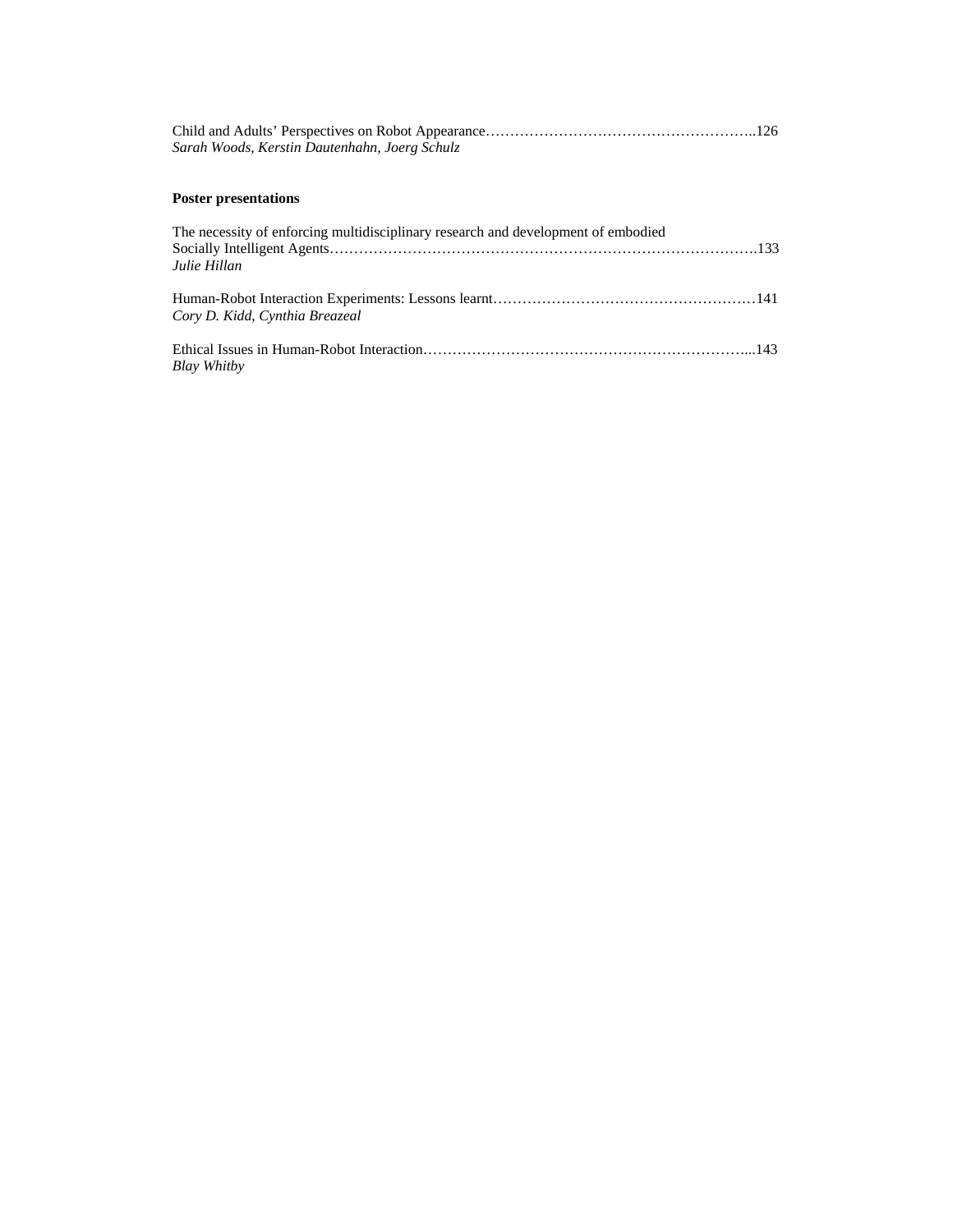Child and Adults' Perspectives on Robot Appearance……………………………………………..126
*Sarah Woods, Kerstin Dautenhahn, Joerg Schulz*

**Poster presentations**

The necessity of enforcing multidisciplinary research and development of embodied Socially Intelligent Agents……………………………………………………………………….133
*Julie Hillan*

Human-Robot Interaction Experiments: Lessons learnt……………………………………………141
*Cory D. Kidd, Cynthia Breazeal*

Ethical Issues in Human-Robot Interaction…………………………………………………...143
*Blay Whitby*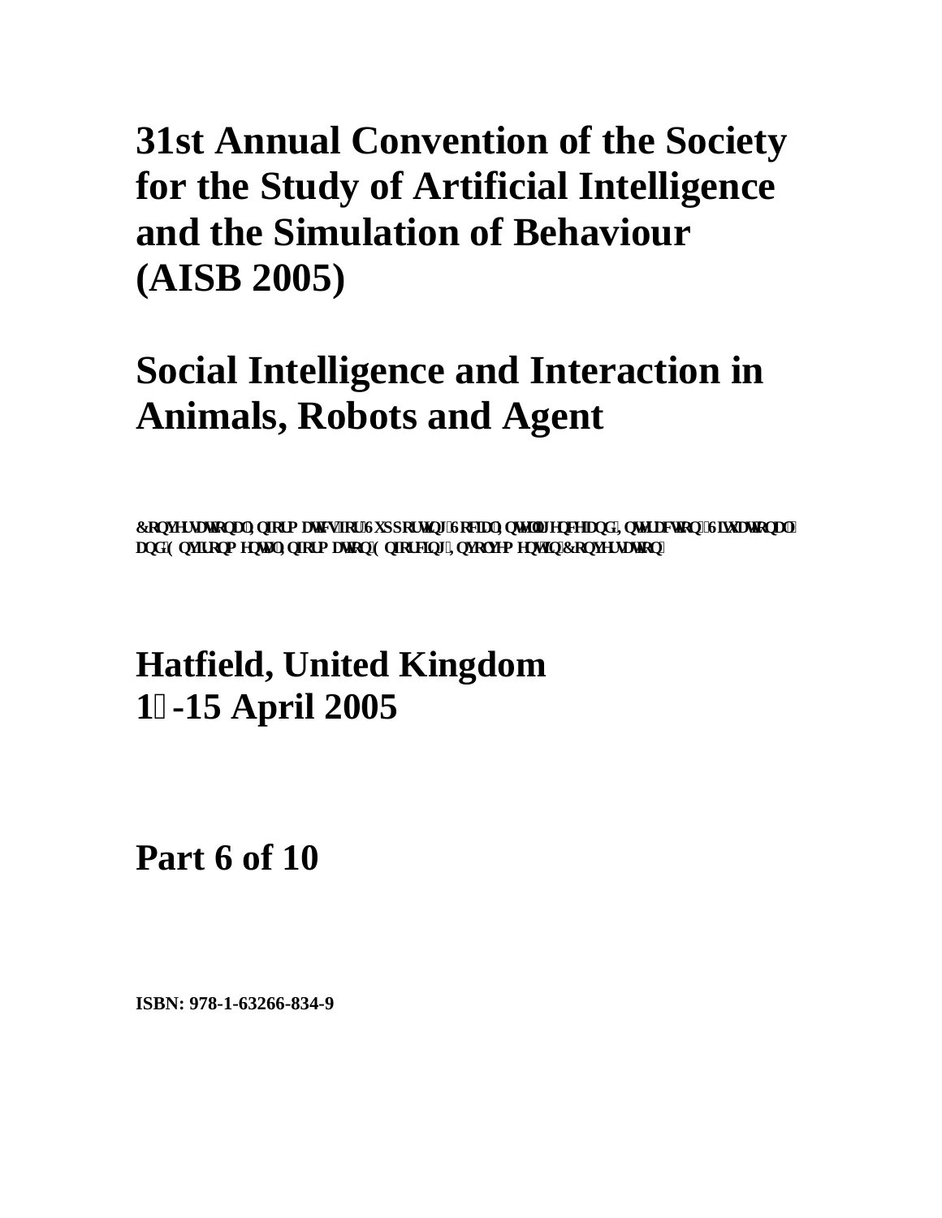# 31st Annual Convention of the Society for the Study of Artificial Intelligence and the Simulation of Behaviour (AISB 2005)

# Social Intelligence and Interaction in Animals, Robots and Agent

**Conversational Informatics for Supporting Social Intelligence and Interaction: Situational and Environmental Information Enforcing Involvement in Conversation**

# Hatfield, United Kingdom
# 12-15 April 2005

# Part 6 of 10

**ISBN: 978-1-63266-834-9**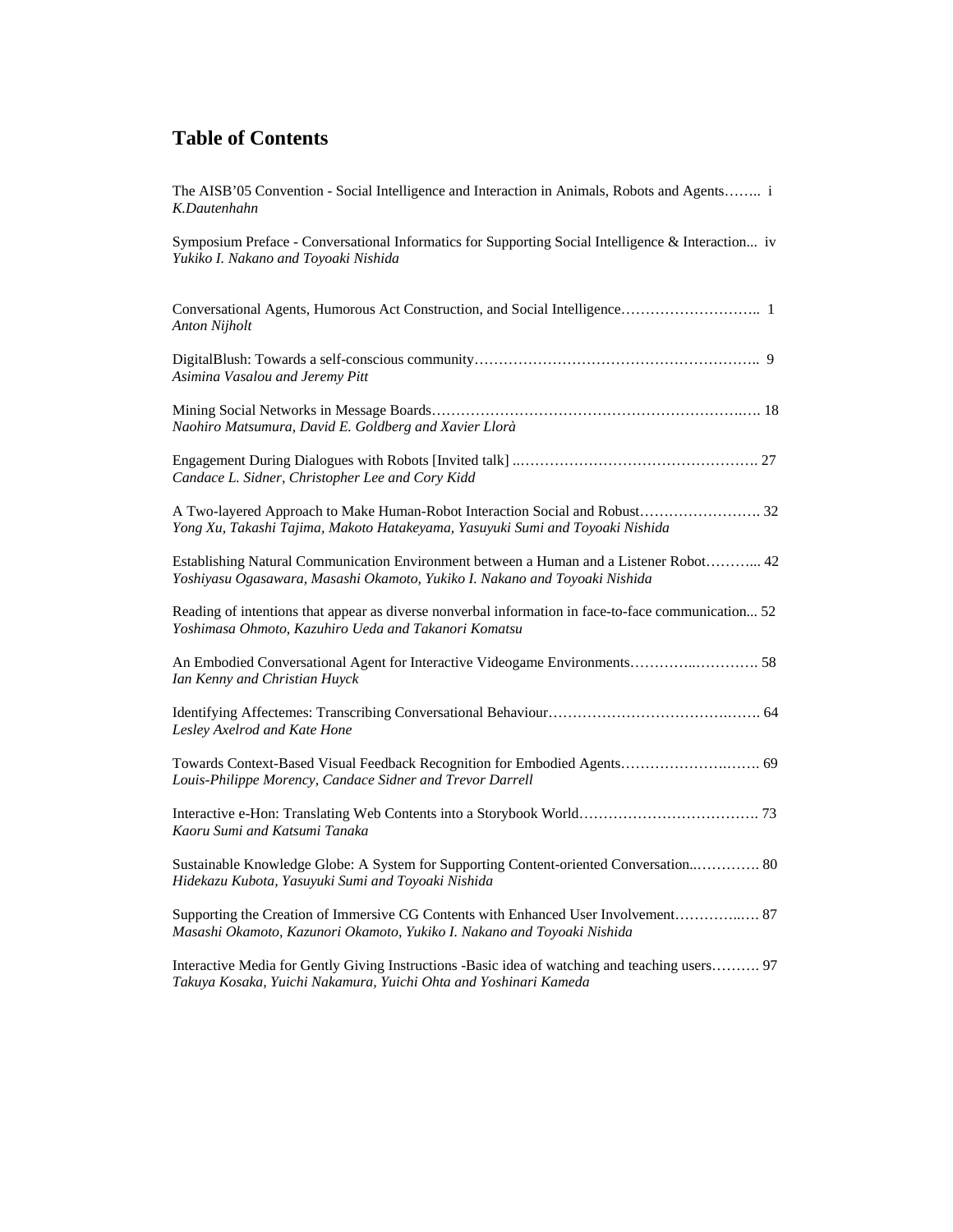# Table of Contents

The AISB'05 Convention - Social Intelligence and Interaction in Animals, Robots and Agents…….. i
*K.Dautenhahn*

Symposium Preface - Conversational Informatics for Supporting Social Intelligence & Interaction... iv
*Yukiko I. Nakano and Toyoaki Nishida*

Conversational Agents, Humorous Act Construction, and Social Intelligence……………………….. 1
*Anton Nijholt*

DigitalBlush: Towards a self-conscious community………………………………………………….. 9
*Asimina Vasalou and Jeremy Pitt*

Mining Social Networks in Message Boards…………………………………………………….…. 18
*Naohiro Matsumura, David E. Goldberg and Xavier Llorà*

Engagement During Dialogues with Robots [Invited talk] ..…………………………………………. 27
*Candace L. Sidner, Christopher Lee and Cory Kidd*

A Two-layered Approach to Make Human-Robot Interaction Social and Robust……………………. 32
*Yong Xu, Takashi Tajima, Makoto Hatakeyama, Yasuyuki Sumi and Toyoaki Nishida*

Establishing Natural Communication Environment between a Human and a Listener Robot………... 42
*Yoshiyasu Ogasawara, Masashi Okamoto, Yukiko I. Nakano and Toyoaki Nishida*

Reading of intentions that appear as diverse nonverbal information in face-to-face communication... 52
*Yoshimasa Ohmoto, Kazuhiro Ueda and Takanori Komatsu*

An Embodied Conversational Agent for Interactive Videogame Environments…………..…………. 58
*Ian Kenny and Christian Huyck*

Identifying Affectemes: Transcribing Conversational Behaviour…………………………….……. 64
*Lesley Axelrod and Kate Hone*

Towards Context-Based Visual Feedback Recognition for Embodied Agents…………………..……. 69
*Louis-Philippe Morency, Candace Sidner and Trevor Darrell*

Interactive e-Hon: Translating Web Contents into a Storybook World………………………………. 73
*Kaoru Sumi and Katsumi Tanaka*

Sustainable Knowledge Globe: A System for Supporting Content-oriented Conversation..…………. 80
*Hidekazu Kubota, Yasuyuki Sumi and Toyoaki Nishida*

Supporting the Creation of Immersive CG Contents with Enhanced User Involvement…………..…. 87
*Masashi Okamoto, Kazunori Okamoto, Yukiko I. Nakano and Toyoaki Nishida*

Interactive Media for Gently Giving Instructions -Basic idea of watching and teaching users………. 97
*Takuya Kosaka, Yuichi Nakamura, Yuichi Ohta and Yoshinari Kameda*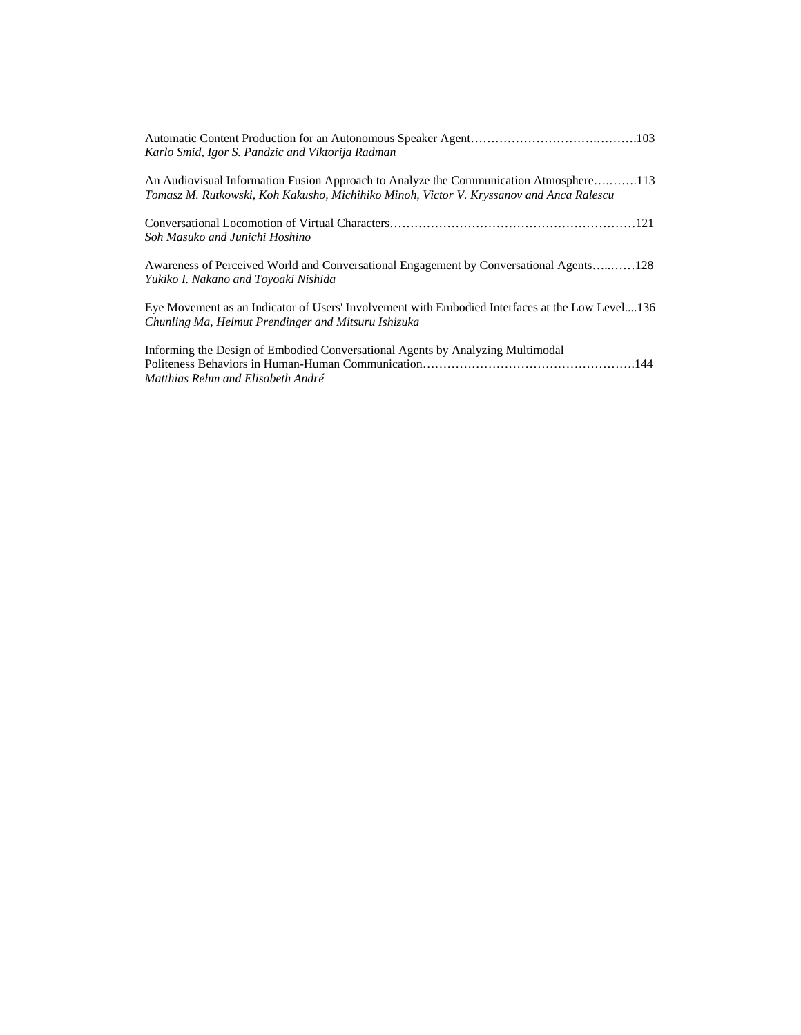Automatic Content Production for an Autonomous Speaker Agent…………………………….……….103
*Karlo Smid, Igor S. Pandzic and Viktorija Radman*

An Audiovisual Information Fusion Approach to Analyze the Communication Atmosphere….…….113
*Tomasz M. Rutkowski, Koh Kakusho, Michihiko Minoh, Victor V. Kryssanov and Anca Ralescu*

Conversational Locomotion of Virtual Characters……………………………………………………121
*Soh Masuko and Junichi Hoshino*

Awareness of Perceived World and Conversational Engagement by Conversational Agents…..……128
*Yukiko I. Nakano and Toyoaki Nishida*

Eye Movement as an Indicator of Users' Involvement with Embodied Interfaces at the Low Level....136
*Chunling Ma, Helmut Prendinger and Mitsuru Ishizuka*

Informing the Design of Embodied Conversational Agents by Analyzing Multimodal Politeness Behaviors in Human-Human Communication…………………………………………….144
*Matthias Rehm and Elisabeth André*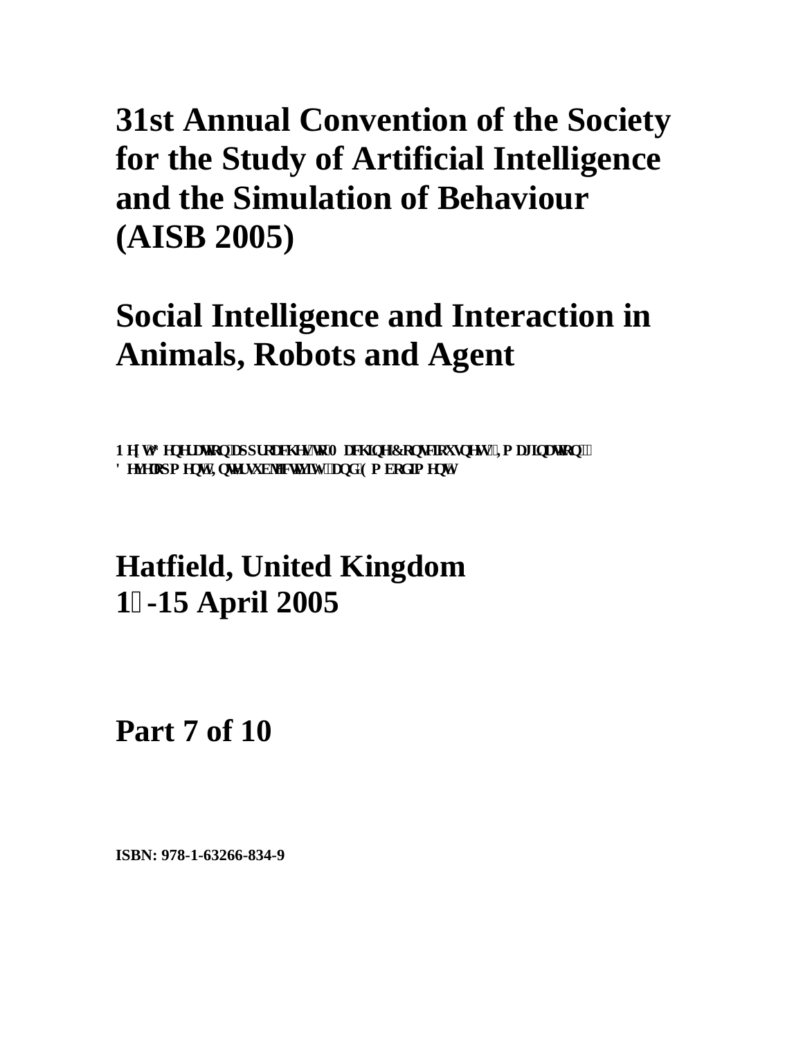# 31st Annual Convention of the Society for the Study of Artificial Intelligence and the Simulation of Behaviour (AISB 2005)

# Social Intelligence and Interaction in Animals, Robots and Agent

**Next Generation approaches to Machine Consciousness: Imagination, Development, Intersubjectivity, and Embodiment**

# Hatfield, United Kingdom
# 12-15 April 2005

# Part 7 of 10

**ISBN: 978-1-63266-834-9**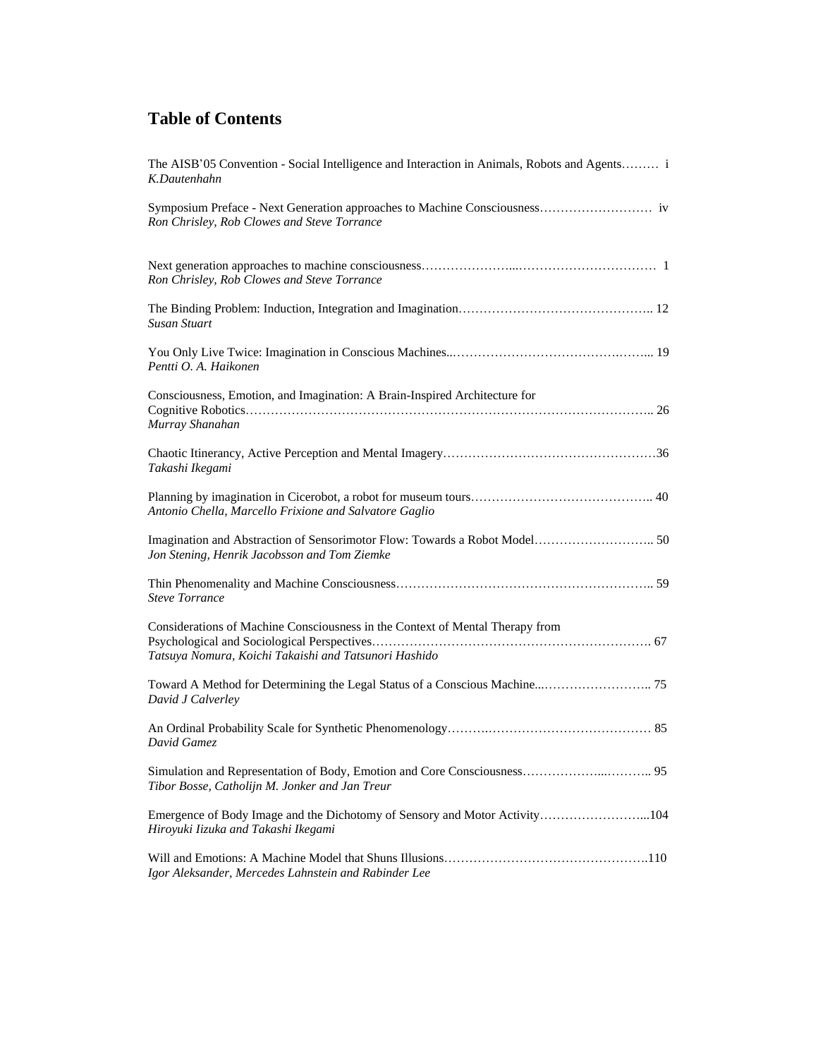# Table of Contents

The AISB'05 Convention - Social Intelligence and Interaction in Animals, Robots and Agents……… i
*K.Dautenhahn*

Symposium Preface - Next Generation approaches to Machine Consciousness……………………… iv
*Ron Chrisley, Rob Clowes and Steve Torrance*

Next generation approaches to machine consciousness…………………...…………………………… 1
*Ron Chrisley, Rob Clowes and Steve Torrance*

The Binding Problem: Induction, Integration and Imagination……………………………………….. 12
*Susan Stuart*

You Only Live Twice: Imagination in Conscious Machines..……………………………….…….. 19
*Pentti O. A. Haikonen*

Consciousness, Emotion, and Imagination: A Brain-Inspired Architecture for Cognitive Robotics…………………………………………………………………………………….. 26
*Murray Shanahan*

Chaotic Itinerancy, Active Perception and Mental Imagery…………………………………………36
*Takashi Ikegami*

Planning by imagination in Cicerobot, a robot for museum tours…………………………………….. 40
*Antonio Chella, Marcello Frixione and Salvatore Gaglio*

Imagination and Abstraction of Sensorimotor Flow: Towards a Robot Model……………………….. 50
*Jon Stening, Henrik Jacobsson and Tom Ziemke*

Thin Phenomenality and Machine Consciousness…………………………………………………….. 59
*Steve Torrance*

Considerations of Machine Consciousness in the Context of Mental Therapy from Psychological and Sociological Perspectives………………………………………………………. 67
*Tatsuya Nomura, Koichi Takaishi and Tatsunori Hashido*

Toward A Method for Determining the Legal Status of a Conscious Machine...…………………….. 75
*David J Calverley*

An Ordinal Probability Scale for Synthetic Phenomenology……….………………………………… 85
*David Gamez*

Simulation and Representation of Body, Emotion and Core Consciousness………………...……….. 95
*Tibor Bosse, Catholijn M. Jonker and Jan Treur*

Emergence of Body Image and the Dichotomy of Sensory and Motor Activity……………………...104
*Hiroyuki Iizuka and Takashi Ikegami*

Will and Emotions: A Machine Model that Shuns Illusions……………………………………….110
*Igor Aleksander, Mercedes Lahnstein and Rabinder Lee*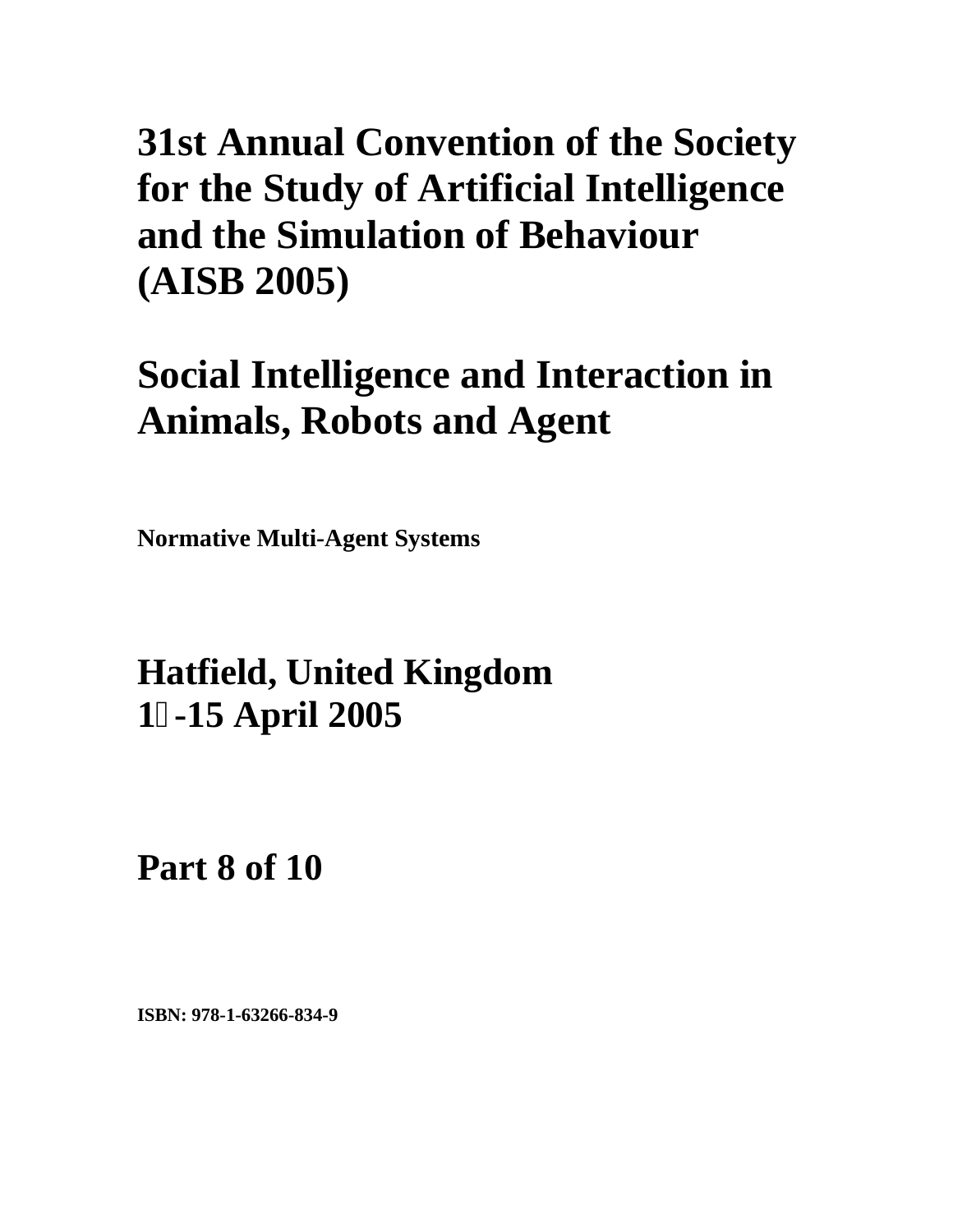# 31st Annual Convention of the Society for the Study of Artificial Intelligence and the Simulation of Behaviour (AISB 2005)

# Social Intelligence and Interaction in Animals, Robots and Agent

**Normative Multi-Agent Systems**

# Hatfield, United Kingdom
# 1-15 April 2005

# Part 8 of 10

**ISBN: 978-1-63266-834-9**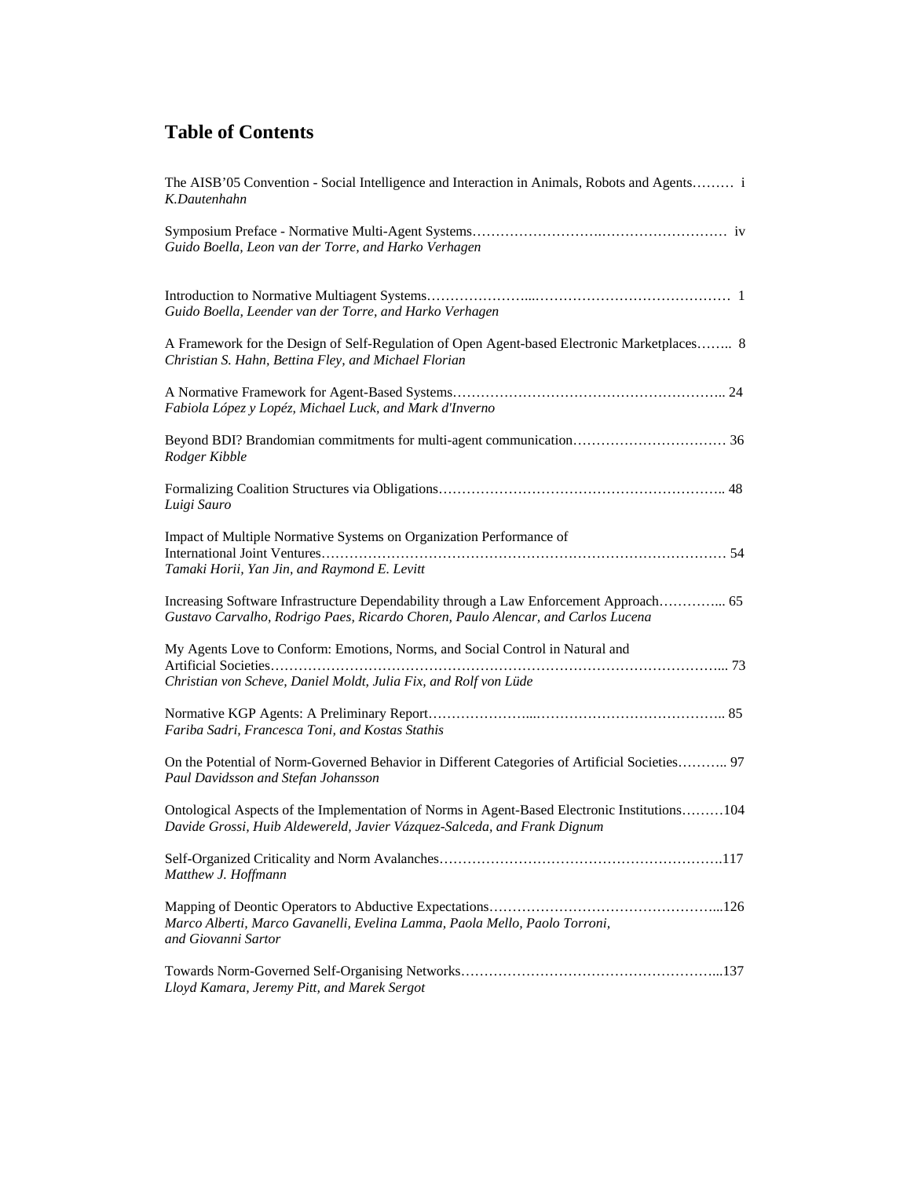# Table of Contents

The AISB'05 Convention - Social Intelligence and Interaction in Animals, Robots and Agents……… i
*K.Dautenhahn*

Symposium Preface - Normative Multi-Agent Systems……………………….……………………… iv
*Guido Boella, Leon van der Torre, and Harko Verhagen*

Introduction to Normative Multiagent Systems…………………....…………………………………… 1
*Guido Boella, Leender van der Torre, and Harko Verhagen*

A Framework for the Design of Self-Regulation of Open Agent-based Electronic Marketplaces…….. 8
*Christian S. Hahn, Bettina Fley, and Michael Florian*

A Normative Framework for Agent-Based Systems……………………………………………….. 24
*Fabiola Lópéz y Lopéz, Michael Luck, and Mark d'Inverno*

Beyond BDI? Brandomian commitments for multi-agent communication…………………………… 36
*Rodger Kibble*

Formalizing Coalition Structures via Obligations…………………………………………………….. 48
*Luigi Sauro*

Impact of Multiple Normative Systems on Organization Performance of International Joint Ventures…………………………………………………………………………… 54
*Tamaki Horii, Yan Jin, and Raymond E. Levitt*

Increasing Software Infrastructure Dependability through a Law Enforcement Approach…………... 65
*Gustavo Carvalho, Rodrigo Paes, Ricardo Choren, Paulo Alencar, and Carlos Lucena*

My Agents Love to Conform: Emotions, Norms, and Social Control in Natural and Artificial Societies……………………………………………………………………………………... 73
*Christian von Scheve, Daniel Moldt, Julia Fix, and Rolf von Lüde*

Normative KGP Agents: A Preliminary Report…………………....………………………………….. 85
*Fariba Sadri, Francesca Toni, and Kostas Stathis*

On the Potential of Norm-Governed Behavior in Different Categories of Artificial Societies……….. 97
*Paul Davidsson and Stefan Johansson*

Ontological Aspects of the Implementation of Norms in Agent-Based Electronic Institutions………104
*Davide Grossi, Huib Aldewereld, Javier Vázquez-Salceda, and Frank Dignum*

Self-Organized Criticality and Norm Avalanches…………………………………………………….117
*Matthew J. Hoffmann*

Mapping of Deontic Operators to Abductive Expectations…………………………………………...126
*Marco Alberti, Marco Gavanelli, Evelina Lamma, Paola Mello, Paolo Torroni, and Giovanni Sartor*

Towards Norm-Governed Self-Organising Networks………………………………………………...137
*Lloyd Kamara, Jeremy Pitt, and Marek Sergot*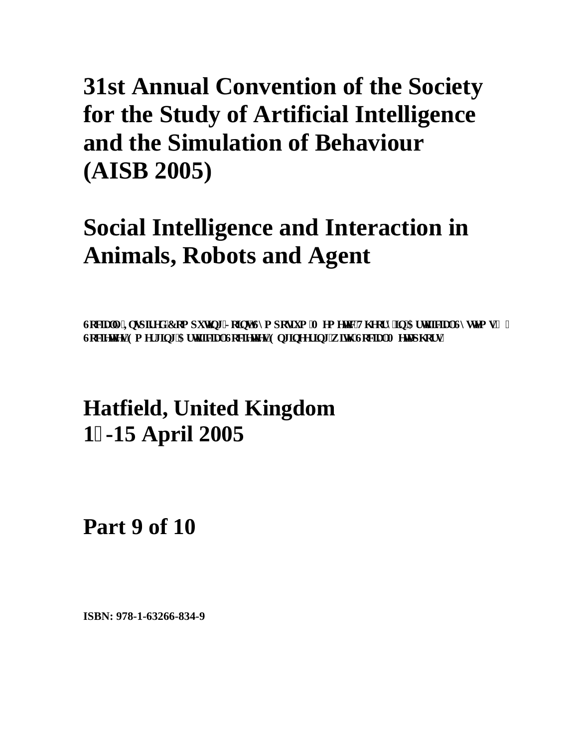# 31st Annual Convention of the Society for the Study of Artificial Intelligence and the Simulation of Behaviour (AISB 2005)

# Social Intelligence and Interaction in Animals, Robots and Agent

**Socially Inspired Computing Joint Symposium: Memetic Theory in Artificial Systems & Societies; Emerging Artificial Societies; Engineering with Social Metaphors**

## Hatfield, United Kingdom
## 12-15 April 2005

## Part 9 of 10

**ISBN: 978-1-63266-834-9**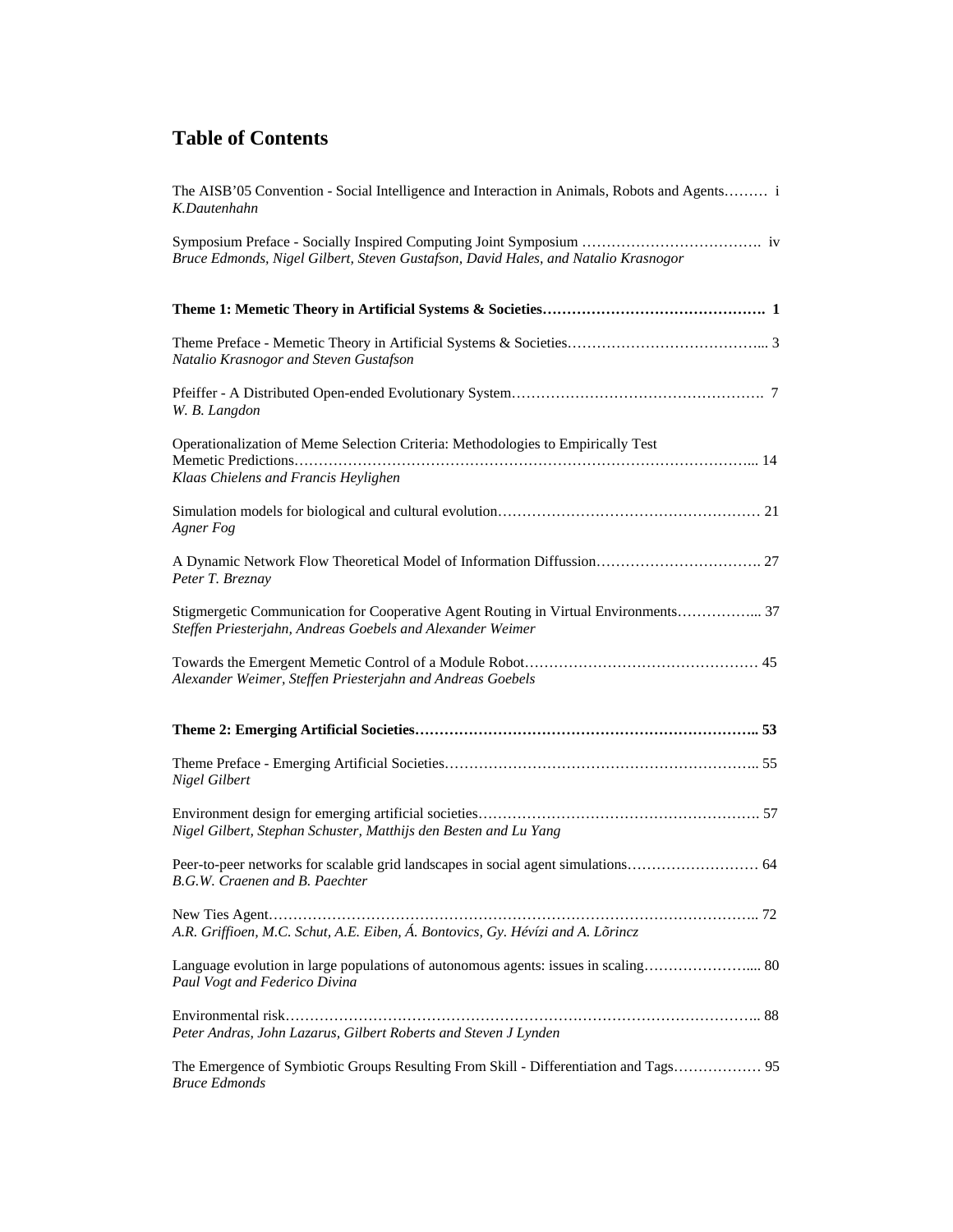# Table of Contents

The AISB'05 Convention - Social Intelligence and Interaction in Animals, Robots and Agents……… i
*K.Dautenhahn*

Symposium Preface - Socially Inspired Computing Joint Symposium ………………………………. iv
*Bruce Edmonds, Nigel Gilbert, Steven Gustafson, David Hales, and Natalio Krasnogor*

**Theme 1: Memetic Theory in Artificial Systems & Societies………………………………………. 1**

Theme Preface - Memetic Theory in Artificial Systems & Societies…………………………………... 3
*Natalio Krasnogor and Steven Gustafson*

Pfeiffer - A Distributed Open-ended Evolutionary System……………………………………………. 7
*W. B. Langdon*

Operationalization of Meme Selection Criteria: Methodologies to Empirically Test Memetic Predictions…………………………………………………………………………………... 14
*Klaas Chielens and Francis Heylighen*

Simulation models for biological and cultural evolution……………………………………………… 21
*Agner Fog*

A Dynamic Network Flow Theoretical Model of Information Diffussion……………………………. 27
*Peter T. Breznay*

Stigmergetic Communication for Cooperative Agent Routing in Virtual Environments……………... 37
*Steffen Priesterjahn, Andreas Goebels and Alexander Weimer*

Towards the Emergent Memetic Control of a Module Robot………………………………………… 45
*Alexander Weimer, Steffen Priesterjahn and Andreas Goebels*

**Theme 2: Emerging Artificial Societies…………………………………………………………….. 53**

Theme Preface - Emerging Artificial Societies……………………………………………………….. 55
*Nigel Gilbert*

Environment design for emerging artificial societies…………………………………………………. 57
*Nigel Gilbert, Stephan Schuster, Matthijs den Besten and Lu Yang*

Peer-to-peer networks for scalable grid landscapes in social agent simulations……………………… 64
*B.G.W. Craenen and B. Paechter*

New Ties Agent……………………………………………………………………………………….. 72
*A.R. Griffioen, M.C. Schut, A.E. Eiben, Á. Bontovics, Gy. Hévízi and A. Lõrincz*

Language evolution in large populations of autonomous agents: issues in scaling………………….... 80
*Paul Vogt and Federico Divina*

Environmental risk……………………………………………………………………………………….. 88
*Peter Andras, John Lazarus, Gilbert Roberts and Steven J Lynden*

The Emergence of Symbiotic Groups Resulting From Skill - Differentiation and Tags……………… 95
*Bruce Edmonds*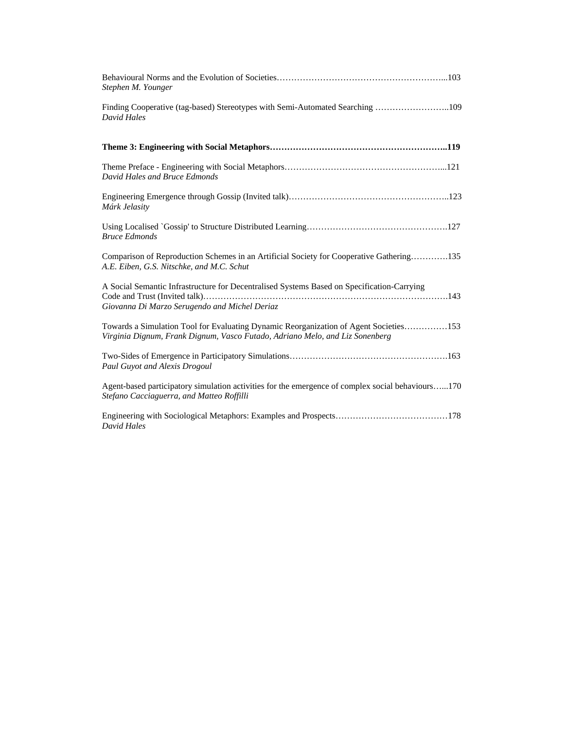Behavioural Norms and the Evolution of Societies…………………………………………………...103
*Stephen M. Younger*

Finding Cooperative (tag-based) Stereotypes with Semi-Automated Searching ……………………..109
*David Hales*

**Theme 3: Engineering with Social Metaphors……………………………………………………..119**

Theme Preface - Engineering with Social Metaphors……………………………………………...121
*David Hales and Bruce Edmonds*

Engineering Emergence through Gossip (Invited talk)……………………………………………..123
*Márk Jelasity*

Using Localised `Gossip' to Structure Distributed Learning………………………………………….127
*Bruce Edmonds*

Comparison of Reproduction Schemes in an Artificial Society for Cooperative Gathering………….135
*A.E. Eiben, G.S. Nitschke, and M.C. Schut*

A Social Semantic Infrastructure for Decentralised Systems Based on Specification-Carrying Code and Trust (Invited talk)………………………………………………………………………….143
*Giovanna Di Marzo Serugendo and Michel Deriaz*

Towards a Simulation Tool for Evaluating Dynamic Reorganization of Agent Societies……………153
*Virginia Dignum, Frank Dignum, Vasco Futado, Adriano Melo, and Liz Sonenberg*

Two-Sides of Emergence in Participatory Simulations……………………………………………….163
*Paul Guyot and Alexis Drogoul*

Agent-based participatory simulation activities for the emergence of complex social behaviours…...170
*Stefano Cacciaguerra, and Matteo Roffilli*

Engineering with Sociological Metaphors: Examples and Prospects…………………………………178
*David Hales*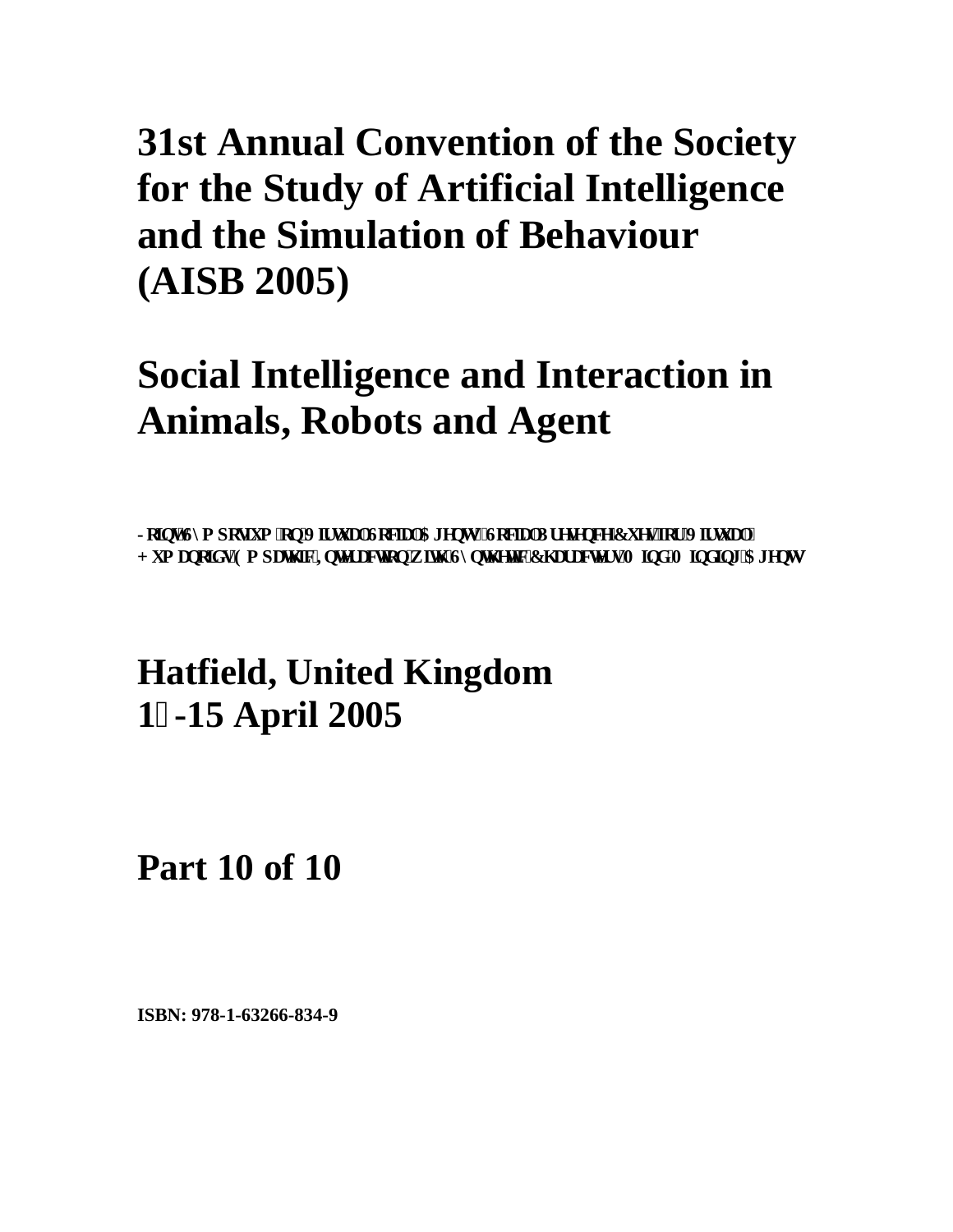# 31st Annual Convention of the Society for the Study of Artificial Intelligence and the Simulation of Behaviour (AISB 2005)

# Social Intelligence and Interaction in Animals, Robots and Agent

**Joint Symposium on Virtual Social Agents: Social Presence Cues for Virtual Humanoids; Empathic Interaction with Synthetic Characters; Mind Minding Agents**

# Hatfield, United Kingdom 12-15 April 2005

# Part 10 of 10

**ISBN: 978-1-63266-834-9**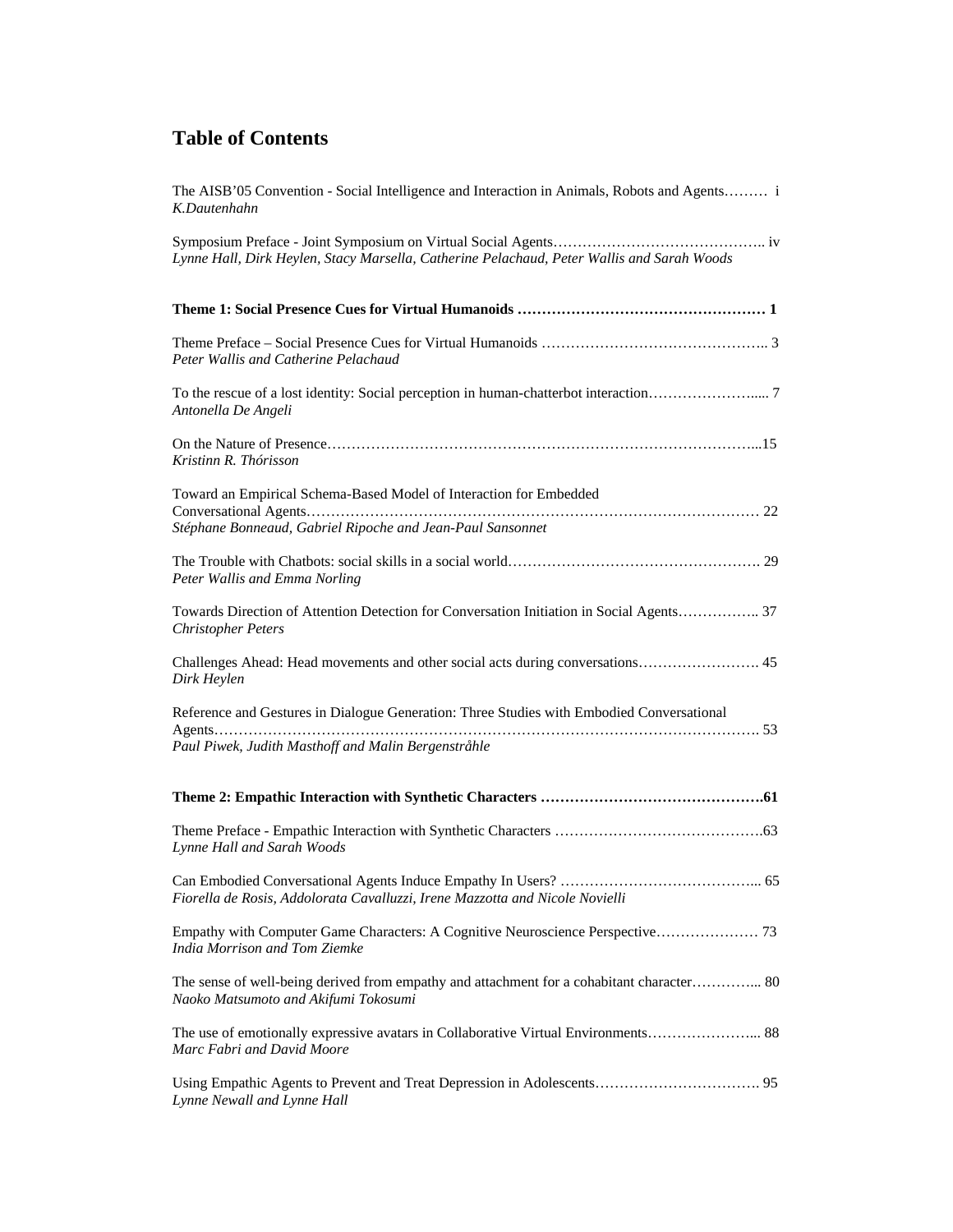# Table of Contents

The AISB'05 Convention - Social Intelligence and Interaction in Animals, Robots and Agents……… i
*K.Dautenhahn*

Symposium Preface - Joint Symposium on Virtual Social Agents…………………………………….. iv
*Lynne Hall, Dirk Heylen, Stacy Marsella, Catherine Pelachaud, Peter Wallis and Sarah Woods*

**Theme 1: Social Presence Cues for Virtual Humanoids …………………………………………… 1**

Theme Preface – Social Presence Cues for Virtual Humanoids ……………………………………….. 3
*Peter Wallis and Catherine Pelachaud*

To the rescue of a lost identity: Social perception in human-chatterbot interaction…………………..... 7
*Antonella De Angeli*

On the Nature of Presence……………………………………………………………………………...15
*Kristinn R. Thórisson*

Toward an Empirical Schema-Based Model of Interaction for Embedded Conversational Agents………………………………………………………………………………… 22
*Stéphane Bonneaud, Gabriel Ripoche and Jean-Paul Sansonnet*

The Trouble with Chatbots: social skills in a social world……………………………………………. 29
*Peter Wallis and Emma Norling*

Towards Direction of Attention Detection for Conversation Initiation in Social Agents…………….. 37
*Christopher Peters*

Challenges Ahead: Head movements and other social acts during conversations……………………. 45
*Dirk Heylen*

Reference and Gestures in Dialogue Generation: Three Studies with Embodied Conversational Agents………………………………………………………………………………………………. 53
*Paul Piwek, Judith Masthoff and Malin Bergenstråhle*

**Theme 2: Empathic Interaction with Synthetic Characters ……………………………………….61**

Theme Preface - Empathic Interaction with Synthetic Characters …………………………………….63
*Lynne Hall and Sarah Woods*

Can Embodied Conversational Agents Induce Empathy In Users? …………………………………... 65
*Fiorella de Rosis, Addolorata Cavalluzzi, Irene Mazzotta and Nicole Novielli*

Empathy with Computer Game Characters: A Cognitive Neuroscience Perspective………………… 73
*India Morrison and Tom Ziemke*

The sense of well-being derived from empathy and attachment for a cohabitant character…………... 80
*Naoko Matsumoto and Akifumi Tokosumi*

The use of emotionally expressive avatars in Collaborative Virtual Environments…………………... 88
*Marc Fabri and David Moore*

Using Empathic Agents to Prevent and Treat Depression in Adolescents……………………………. 95
*Lynne Newall and Lynne Hall*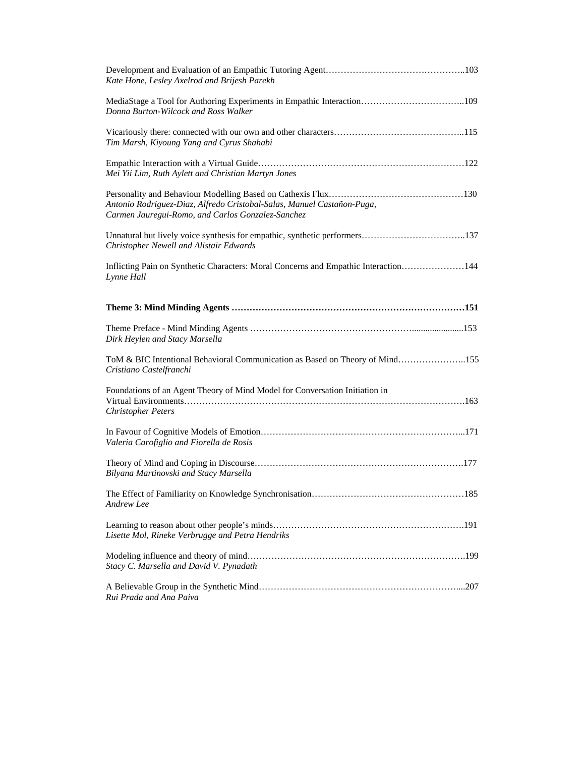Development and Evaluation of an Empathic Tutoring Agent……………………………………….103
*Kate Hone, Lesley Axelrod and Brijesh Parekh*

MediaStage a Tool for Authoring Experiments in Empathic Interaction……………………………..109
*Donna Burton-Wilcock and Ross Walker*

Vicariously there: connected with our own and other characters……………………………………..115
*Tim Marsh, Kiyoung Yang and Cyrus Shahabi*

Empathic Interaction with a Virtual Guide……………………………………………………………122
*Mei Yii Lim, Ruth Aylett and Christian Martyn Jones*

Personality and Behaviour Modelling Based on Cathexis Flux………………………………………130
*Antonio Rodriguez-Diaz, Alfredo Cristobal-Salas, Manuel Castañon-Puga, Carmen Jauregui-Romo, and Carlos Gonzalez-Sanchez*

Unnatural but lively voice synthesis for empathic, synthetic performers……………………………..137
*Christopher Newell and Alistair Edwards*

Inflicting Pain on Synthetic Characters: Moral Concerns and Empathic Interaction…………………144
*Lynne Hall*

**Theme 3: Mind Minding Agents ……………………………………………………………………151**

Theme Preface - Mind Minding Agents ……………………………………………......................153
*Dirk Heylen and Stacy Marsella*

ToM & BIC Intentional Behavioral Communication as Based on Theory of Mind…………………..155
*Cristiano Castelfranchi*

Foundations of an Agent Theory of Mind Model for Conversation Initiation in Virtual Environments……………………………………………………………………………….163
*Christopher Peters*

In Favour of Cognitive Models of Emotion…………………………………………………………...171
*Valeria Carofiglio and Fiorella de Rosis*

Theory of Mind and Coping in Discourse…………………………………………………………….177
*Bilyana Martinovski and Stacy Marsella*

The Effect of Familiarity on Knowledge Synchronisation……………………………………………185
*Andrew Lee*

Learning to reason about other people's minds……………………………………………………….191
*Lisette Mol, Rineke Verbrugge and Petra Hendriks*

Modeling influence and theory of mind……………………………………………………………….199
*Stacy C. Marsella and David V. Pynadath*

A Believable Group in the Synthetic Mind…………………………………………………………....207
*Rui Prada and Ana Paiva*